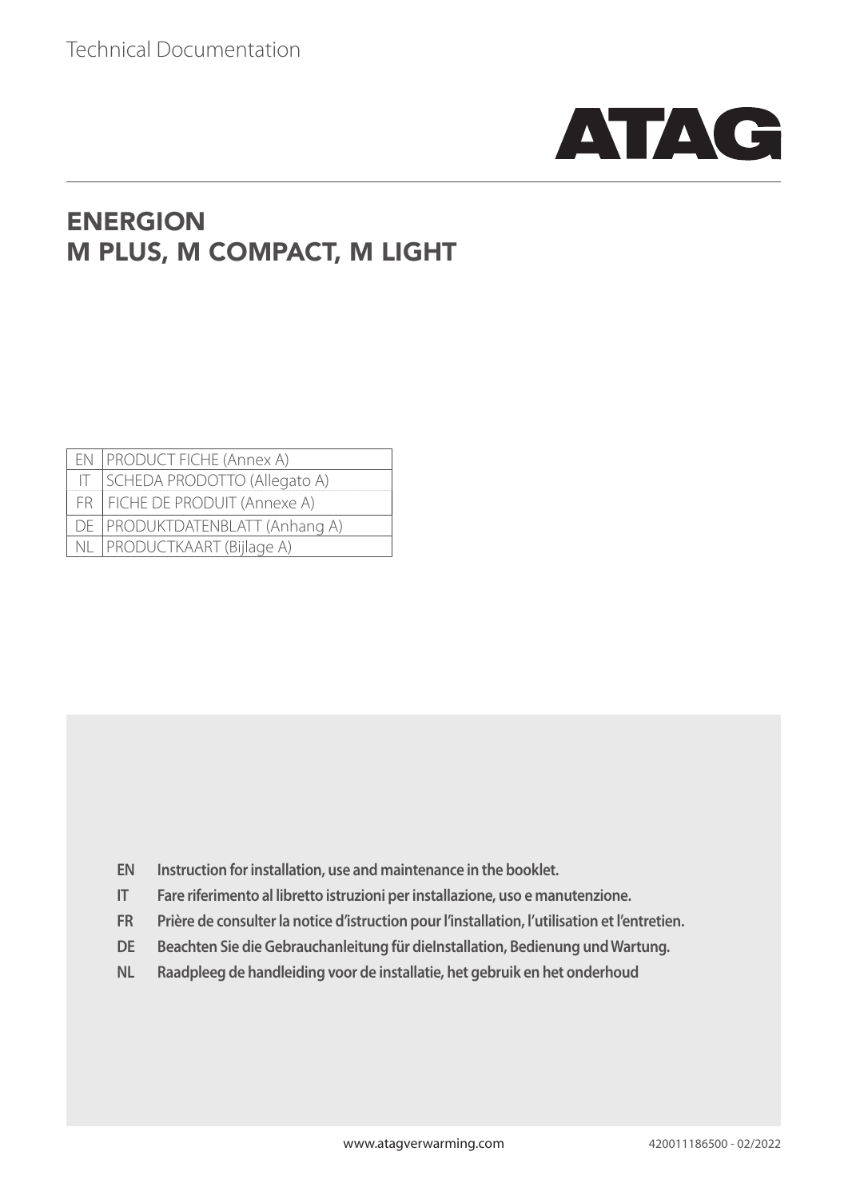Technical Documentation

ATAG

# ENERGION
# M PLUS, M COMPACT, M LIGHT

| | |
|---|---|
| EN | PRODUCT FICHE (Annex A) |
| IT | SCHEDA PRODOTTO (Allegato A) |
| FR | FICHE DE PRODUIT (Annexe A) |
| DE | PRODUKTDATENBLATT (Anhang A) |
| NL | PRODUCTKAART (Bijlage A) |

**EN** **Instruction for installation, use and maintenance in the booklet.**

**IT** **Fare riferimento al libretto istruzioni per installazione, uso e manutenzione.**

**FR** **Prière de consulter la notice d’istruction pour l’installation, l’utilisation et l’entretien.**

**DE** **Beachten Sie die Gebrauchanleitung für dieInstallation, Bedienung und Wartung.**

**NL** **Raadpleeg de handleiding voor de installatie, het gebruik en het onderhoud**

www.atagverwarming.com

420011186500 - 02/2022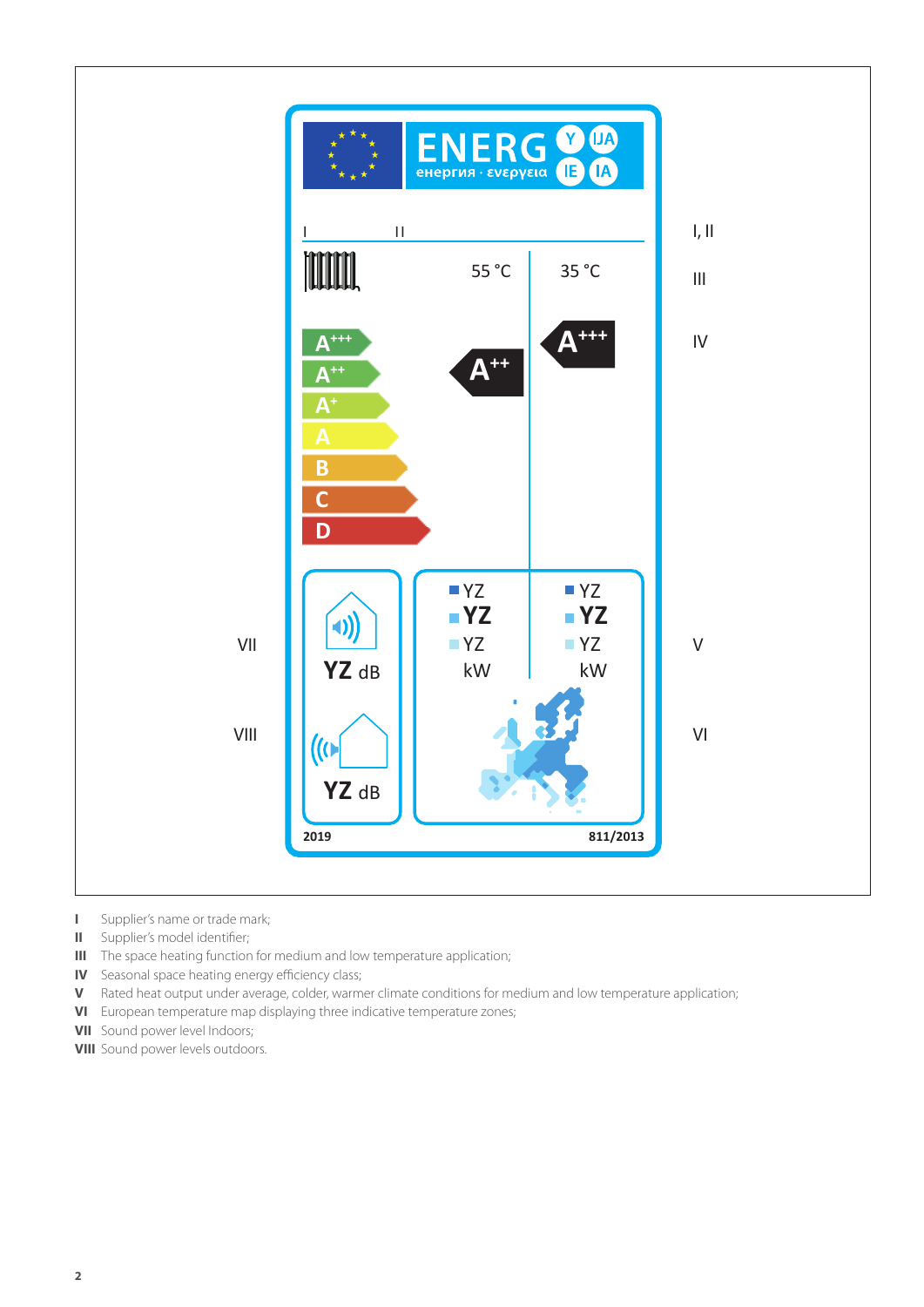ENERG Y IJA IE IA

енергия · ενεργεια

I II

55 °C 35 °C

A+++ A++ A+ A B C D

A++ A+++

YZ dB

YZ dB

YZ YZ YZ kW

YZ YZ YZ kW

2019 811/2013

I, II

III

IV

V

VI

VII

VIII

**I** Supplier's name or trade mark;
**II** Supplier's model identifier;
**III** The space heating function for medium and low temperature application;
**IV** Seasonal space heating energy efficiency class;
**V** Rated heat output under average, colder, warmer climate conditions for medium and low temperature application;
**VI** European temperature map displaying three indicative temperature zones;
**VII** Sound power level Indoors;
**VIII** Sound power levels outdoors.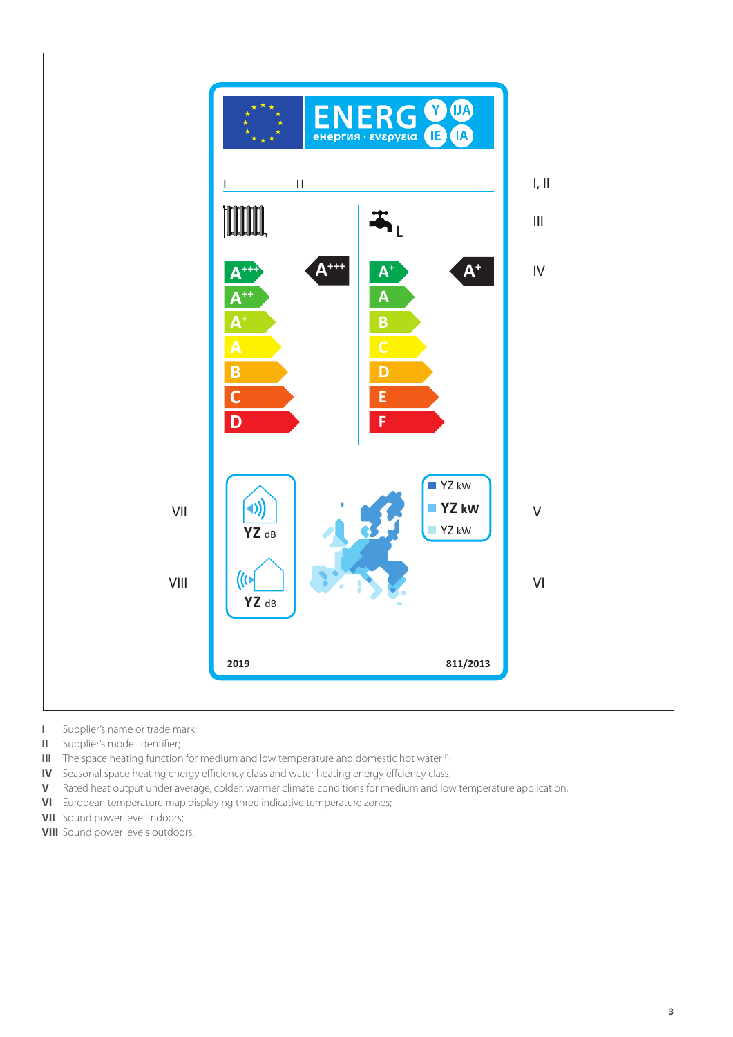ENERG Y IJA IE IA

енергия · ενεργεια

I II

L

A+++ A+

A+++ A++ A+ A B C D

A+ A B C D E F

YZ kW

**YZ kW**

YZ kW

YZ dB

YZ dB

2019 811/2013

I, II

III

IV

V

VI

VII

VIII

**I** Supplier's name or trade mark;

**II** Supplier's model identifier;

**III** The space heating function for medium and low temperature and domestic hot water [1]

**IV** Seasonal space heating energy efficiency class and water heating energy effciency class;

**V** Rated heat output under average, colder, warmer climate conditions for medium and low temperature application;

**VI** European temperature map displaying three indicative temperature zones;

**VII** Sound power level Indoors;

**VIII** Sound power levels outdoors.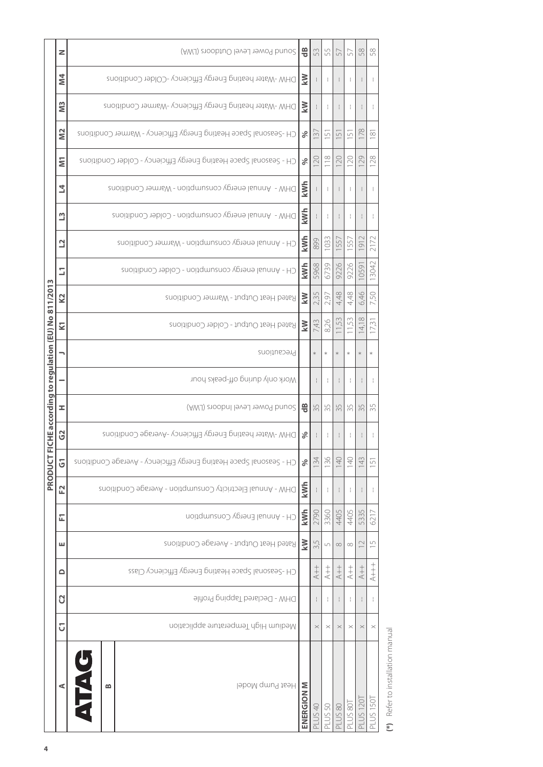## PRODUCT FICHE according to regulation (EU) No 811/2013

| A | C1 | C2 | D | E | F1 | F2 | G1 | G2 | H | I | J | K1 | K2 | L1 | L2 | L3 | L4 | M1 | M2 | M3 | M4 | N |
|---|---|---|---|---|---|---|---|---|---|---|---|---|---|---|---|---|---|---|---|---|---|---|
| **ATAG** | | | | | | | | | | | | | | | | | | | | | | |
| B Heat Pump Model | Medium High Temperature application | DHW - Declared Tapping Profile | CH -Seasonal Space Heating Energy Efficiency Class | Rated Heat Output - Average Conditions | CH - Annual Energy Consumption | DHW - Annual Electricity Consumption - Average Conditions | CH - Seasonal Space Heating Energy Efficiency - Average Conditions | DHW -Water heating Energy Efficiency -Average Conditions | Sound Power Level Indoors (LWA) | Work only during off-peaks hour | Precautions | Rated Heat Output - Colder Conditions | Rated Heat Output - Warmer Conditions | CH - Annual energy consumption - Colder Conditions | CH - Annual energy consumption - Warmer Conditions | DHW - Annual energy consumption - Colder Conditions | DHW - Annual energy consumption - Warmer Conditions | CH - Seasonal Space Heating Energy Efficiency - Colder Conditions | CH -Seasonal Space Heating Energy Efficiency - Warmer Conditions | DHW -Water heating Energy Efficiency -Warmer Conditions | DHW -Water heating Energy Efficiency -COlder Conditions | Sound Power Level Outdoors (LWA) |
| **ENERGION M** | | | | kW | kWh | kWh | % | % | dB | | | kW | kW | kWh | kWh | kWh | kWh | % | % | kW | kW | dB |
| PLUS 40 | x | -- | A++ | 3,5 | 2790 | -- | 134 | -- | 35 | -- | * | 7,43 | 2,35 | 5968 | 899 | -- | -- | 120 | 137 | -- | -- | 53 |
| PLUS 50 | x | -- | A++ | 5 | 3360 | -- | 136 | -- | 35 | -- | * | 8,26 | 2,97 | 6739 | 1033 | -- | -- | 118 | 151 | -- | -- | 55 |
| PLUS 80 | x | -- | A++ | 8 | 4405 | -- | 140 | -- | 35 | -- | * | 11,53 | 4,48 | 9226 | 1557 | -- | -- | 120 | 151 | -- | -- | 57 |
| PLUS 80T | x | -- | A++ | 8 | 4405 | -- | 140 | -- | 35 | -- | * | 11,53 | 4,48 | 9226 | 1557 | -- | -- | 120 | 151 | -- | -- | 57 |
| PLUS 120T | x | -- | A++ | 12 | 5335 | -- | 143 | -- | 35 | -- | * | 14,18 | 6,46 | 10591 | 1912 | -- | -- | 129 | 178 | -- | -- | 58 |
| PLUS 150T | x | -- | A+++ | 15 | 6217 | -- | 151 | -- | 35 | -- | * | 17,31 | 7,50 | 13042 | 2172 | -- | -- | 128 | 181 | -- | -- | 58 |

**(*)** Refer to installation manual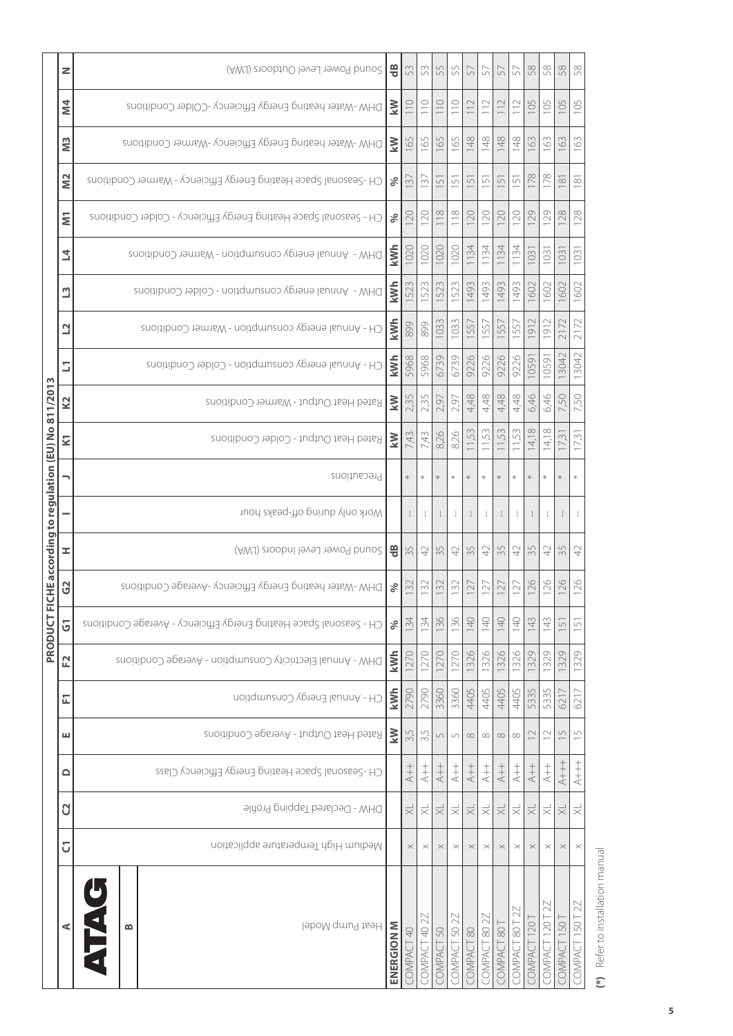# PRODUCT FICHE according to regulation (EU) No 811/2013

| A | C1 | C2 | D | E | F1 | F2 | G1 | G2 | H | I | J | K1 | K2 | L1 | L2 | L3 | L4 | M1 | M2 | M3 | M4 | N |
|---|---|---|---|---|---|---|---|---|---|---|---|---|---|---|---|---|---|---|---|---|---|---|
| **ATAG** | | | | | | | | | | | | | | | | | | | | | | |
| B Heat Pump Model | Medium High Temperature application | DHW - Declared Tapping Profile | CH -Seasonal Space Heating Energy Efficiency Class | Rated Heat Output - Average Conditions | CH - Annual Energy Consumption | DHW - Annual Electricity Consumption - Average Conditions | CH - Seasonal Space Heating Energy Efficiency - Average Conditions | DHW -Water heating Energy Efficiency -Average Conditions | Sound Power Level Indoors (LWA) | Work only during off-peaks hour | Precautions | Rated Heat Output - Colder Conditions | Rated Heat Output - Warmer Conditions | CH - Annual energy consumption - Colder Conditions | CH - Annual energy consumption - Warmer Conditions | DHW - Annual energy consumption - Colder Conditions | DHW - Annual energy consumption - Warmer Conditions | CH - Seasonal Space Heating Energy Efficiency - Colder Conditions | CH -Seasonal Space Heating Energy Efficiency - Warmer Conditions | DHW -Water heating Energy Efficiency -Warmer Conditions | DHW -Water heating Energy Efficiency -COlder Conditions | Sound Power Level Outdoors (LWA) |
| **ENERGION M** | | | | kW | kWh | kWh | % | % | dB | | | kW | kW | kWh | kWh | kWh | kWh | % | % | kW | kW | dB |
| COMPACT 40 | x | XL | A++ | 3,5 | 2790 | 1270 | 134 | 132 | 35 | -- | * | 7,43 | 2,35 | 5968 | 899 | 1523 | 1020 | 120 | 137 | 165 | 110 | 53 |
| COMPACT 40 2Z | x | XL | A++ | 3,5 | 2790 | 1270 | 134 | 132 | 42 | -- | * | 7,43 | 2,35 | 5968 | 899 | 1523 | 1020 | 120 | 137 | 165 | 110 | 53 |
| COMPACT 50 | x | XL | A++ | 5 | 3360 | 1270 | 136 | 132 | 35 | -- | * | 8,26 | 2,97 | 6739 | 1033 | 1523 | 1020 | 118 | 151 | 165 | 110 | 55 |
| COMPACT 50 2Z | x | XL | A++ | 5 | 3360 | 1270 | 136 | 132 | 42 | -- | * | 8,26 | 2,97 | 6739 | 1033 | 1523 | 1020 | 118 | 151 | 165 | 110 | 55 |
| COMPACT 80 | x | XL | A++ | 8 | 4405 | 1326 | 140 | 127 | 35 | -- | * | 11,53 | 4,48 | 9226 | 1557 | 1493 | 1134 | 120 | 151 | 148 | 112 | 57 |
| COMPACT 80 2Z | x | XL | A++ | 8 | 4405 | 1326 | 140 | 127 | 42 | -- | * | 11,53 | 4,48 | 9226 | 1557 | 1493 | 1134 | 120 | 151 | 148 | 112 | 57 |
| COMPACT 80 T | x | XL | A++ | 8 | 4405 | 1326 | 140 | 127 | 35 | -- | * | 11,53 | 4,48 | 9226 | 1557 | 1493 | 1134 | 120 | 151 | 148 | 112 | 57 |
| COMPACT 80 T 2Z | x | XL | A++ | 8 | 4405 | 1326 | 140 | 127 | 42 | -- | * | 11,53 | 4,48 | 9226 | 1557 | 1493 | 1134 | 120 | 151 | 148 | 112 | 57 |
| COMPACT 120 T | x | XL | A++ | 12 | 5335 | 1329 | 143 | 126 | 35 | -- | * | 14,18 | 6,46 | 10591 | 1912 | 1602 | 1031 | 129 | 178 | 163 | 105 | 58 |
| COMPACT 120 T 2Z | x | XL | A++ | 12 | 5335 | 1329 | 143 | 126 | 42 | -- | * | 14,18 | 6,46 | 10591 | 1912 | 1602 | 1031 | 129 | 178 | 163 | 105 | 58 |
| COMPACT 150 T | x | XL | A+++ | 15 | 6217 | 1329 | 151 | 126 | 35 | -- | * | 17,31 | 7,50 | 13042 | 2172 | 1602 | 1031 | 128 | 181 | 163 | 105 | 58 |
| COMPACT 150 T 2Z | x | XL | A+++ | 15 | 6217 | 1329 | 151 | 126 | 42 | -- | * | 17,31 | 7,50 | 13042 | 2172 | 1602 | 1031 | 128 | 181 | 163 | 105 | 58 |

**(*)** Refer to installation manual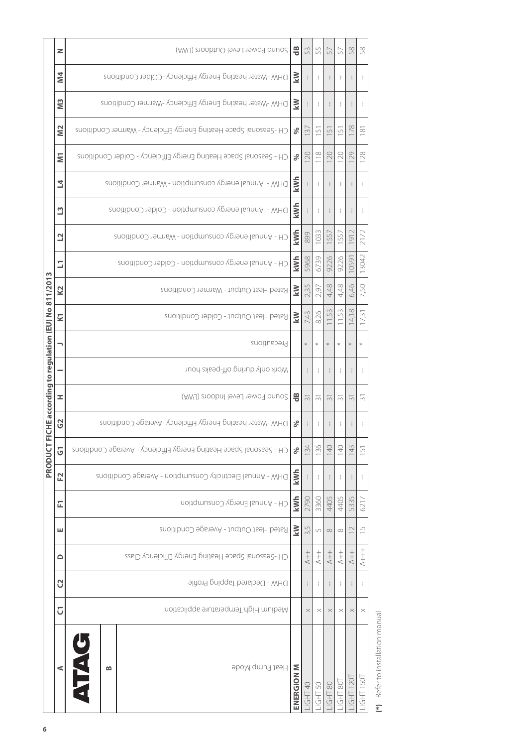## PRODUCT FICHE according to regulation (EU) No 811/2013

| A | C1 | C2 | D | E | F1 | F2 | G1 | G2 | H | I | J | K1 | K2 | L1 | L2 | L3 | L4 | M1 | M2 | M3 | M4 | N |
|---|---|---|---|---|---|---|---|---|---|---|---|---|---|---|---|---|---|---|---|---|---|---|
| **ATAG** B Heat Pump Mode | Medium High Temperature application | DHW - Declared Tapping Profile | CH -Seasonal Space Heating Energy Efficiency Class | Rated Heat Output - Average Conditions | CH - Annual Energy Consumption | DHW - Annual Electricity Consumption - Average Conditions | CH - Seasonal Space Heating Energy Efficiency - Average Conditions | DHW -Water heating Energy Efficiency -Average Conditions | Sound Power Level Indoors (LWA) | Work only during off-peaks hour | Precautions | Rated Heat Output - Colder Conditions | Rated Heat Output - Warmer Conditions | CH - Annual energy consumption - Colder Conditions | CH - Annual energy consumption - Warmer Conditions | DHW - Annual energy consumption - Colder Conditions | DHW - Annual energy consumption - Warmer Conditions | CH - Seasonal Space Heating Energy Efficiency - Colder Conditions | CH -Seasonal Space Heating Energy Efficiency - Warmer Conditions | DHW -Water heating Energy Efficiency -Warmer Conditions | DHW -Water heating Energy Efficiency -COlder Conditions | Sound Power Level Outdoors (LWA) |
| **ENERGION M** | | | | kW | kWh | kWh | % | % | dB | | | kW | kW | kWh | kWh | kWh | kWh | % | % | kW | kW | dB |
| LIGHT 40 | x | - | A++ | 3,5 | 2790 | - | 134 | - | 31 | - | * | 7,43 | 2,35 | 5968 | 899 | - | - | 120 | 137 | - | - | 53 |
| LIGHT 50 | x | - | A++ | 5 | 3360 | - | 136 | - | 31 | - | * | 8,26 | 2,97 | 6739 | 1033 | - | - | 118 | 151 | - | - | 55 |
| LIGHT 80 | x | - | A++ | 8 | 4405 | - | 140 | - | 31 | - | * | 11,53 | 4,48 | 9226 | 1557 | - | - | 120 | 151 | - | - | 57 |
| LIGHT 80T | x | - | A++ | 8 | 4405 | - | 140 | - | 31 | - | * | 11,53 | 4,48 | 9226 | 1557 | - | - | 120 | 151 | - | - | 57 |
| LIGHT 120T | x | - | A++ | 12 | 5335 | - | 143 | - | 31 | - | * | 14,18 | 6,46 | 10591 | 1912 | - | - | 129 | 178 | - | - | 58 |
| LIGHT 150T | x | - | A+++ | 15 | 6217 | - | 151 | - | 31 | - | * | 17,31 | 7,50 | 13042 | 2172 | - | - | 128 | 181 | - | - | 58 |

**(*)** Refer to installation manual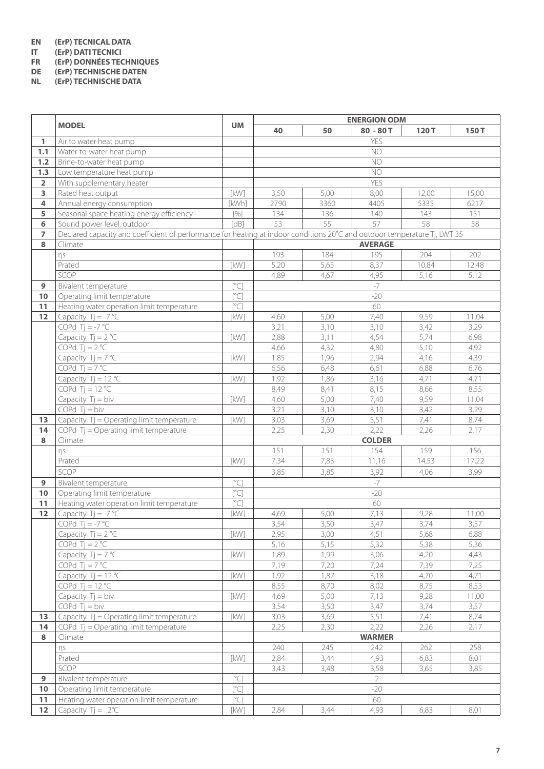**EN (ErP) TECNICAL DATA**
**IT (ErP) DATI TECNICI**
**FR (ErP) DONNÉES TECHNIQUES**
**DE (ErP) TECHNISCHE DATEN**
**NL (ErP) TECHNISCHE DATA**

| | MODEL | UM | ENERGION ODM | | | | |
|---|---|---|---|---|---|---|---|
| | | | 40 | 50 | 80 - 80 T | 120 T | 150 T |
| 1 | Air to water heat pump | | YES | | | | |
| 1.1 | Water-to-water heat pump | | NO | | | | |
| 1.2 | Brine-to-water heat pump | | NO | | | | |
| 1.3 | Low temperature heat pump | | NO | | | | |
| 2 | With supplementary heater | | YES | | | | |
| 3 | Rated heat output | [kW] | 3,50 | 5,00 | 8,00 | 12,00 | 15,00 |
| 4 | Annual energy consumption | [kWh] | 2790 | 3360 | 4405 | 5335 | 6217 |
| 5 | Seasonal space heating energy efficiency | [%] | 134 | 136 | 140 | 143 | 151 |
| 6 | Sound power level, outdoor | [dB] | 53 | 55 | 57 | 58 | 58 |
| 7 | Declared capacity and coefficient of performance for heating at indoor conditions 20°C and outdoor temperature Tj, LWT 35 | | | | | | |
| 8 | Climate | | AVERAGE | | | | |
| | ηs | | 193 | 184 | 195 | 204 | 202 |
| | Prated | [kW] | 5,20 | 5,65 | 8,37 | 10,84 | 12,48 |
| | SCOP | | 4,89 | 4,67 | 4,95 | 5,16 | 5,12 |
| 9 | Bivalent temperature | [°C] | -7 | | | | |
| 10 | Operating limit temperature | [°C] | -20 | | | | |
| 11 | Heating water operation limit temperature | [°C] | 60 | | | | |
| 12 | Capacity Tj = -7 °C | [kW] | 4,60 | 5,00 | 7,40 | 9,59 | 11,04 |
| | COPd Tj = -7 °C | | 3,21 | 3,10 | 3,10 | 3,42 | 3,29 |
| | Capacity Tj = 2 °C | [kW] | 2,88 | 3,11 | 4,54 | 5,74 | 6,98 |
| | COPd Tj = 2 °C | | 4,66 | 4,32 | 4,80 | 5,10 | 4,92 |
| | Capacity Tj = 7 °C | [kW] | 1,85 | 1,96 | 2,94 | 4,16 | 4,39 |
| | COPd Tj = 7 °C | | 6,56 | 6,48 | 6,61 | 6,88 | 6,76 |
| | Capacity Tj = 12 °C | [kW] | 1,92 | 1,86 | 3,16 | 4,71 | 4,71 |
| | COPd Tj = 12 °C | | 8,49 | 8,41 | 8,15 | 8,66 | 8,55 |
| | Capacity Tj = biv | [kW] | 4,60 | 5,00 | 7,40 | 9,59 | 11,04 |
| | COPd Tj = biv | | 3,21 | 3,10 | 3,10 | 3,42 | 3,29 |
| 13 | Capacity Tj = Operating limit temperature | [kW] | 3,03 | 3,69 | 5,51 | 7,41 | 8,74 |
| 14 | COPd Tj = Operating limit temperature | | 2,25 | 2,30 | 2,22 | 2,26 | 2,17 |
| 8 | Climate | | COLDER | | | | |
| | ηs | | 151 | 151 | 154 | 159 | 156 |
| | Prated | [kW] | 7,34 | 7,83 | 11,16 | 14,53 | 17,22 |
| | SCOP | | 3,85 | 3,85 | 3,92 | 4,06 | 3,99 |
| 9 | Bivalent temperature | [°C] | -7 | | | | |
| 10 | Operating limit temperature | [°C] | -20 | | | | |
| 11 | Heating water operation limit temperature | [°C] | 60 | | | | |
| 12 | Capacity Tj = -7 °C | [kW] | 4,69 | 5,00 | 7,13 | 9,28 | 11,00 |
| | COPd Tj = -7 °C | | 3,54 | 3,50 | 3,47 | 3,74 | 3,57 |
| | Capacity Tj = 2 °C | [kW] | 2,95 | 3,00 | 4,51 | 5,68 | 6,88 |
| | COPd Tj = 2 °C | | 5,16 | 5,15 | 5,32 | 5,38 | 5,36 |
| | Capacity Tj = 7 °C | [kW] | 1,89 | 1,99 | 3,06 | 4,20 | 4,43 |
| | COPd Tj = 7 °C | | 7,19 | 7,20 | 7,24 | 7,39 | 7,25 |
| | Capacity Tj = 12 °C | [kW] | 1,92 | 1,87 | 3,18 | 4,70 | 4,71 |
| | COPd Tj = 12 °C | | 8,55 | 8,70 | 8,02 | 8,75 | 8,53 |
| | Capacity Tj = biv | [kW] | 4,69 | 5,00 | 7,13 | 9,28 | 11,00 |
| | COPd Tj = biv | | 3,54 | 3,50 | 3,47 | 3,74 | 3,57 |
| 13 | Capacity Tj = Operating limit temperature | [kW] | 3,03 | 3,69 | 5,51 | 7,41 | 8,74 |
| 14 | COPd Tj = Operating limit temperature | | 2,25 | 2,30 | 2,22 | 2,26 | 2,17 |
| 8 | Climate | | WARMER | | | | |
| | ηs | | 240 | 245 | 242 | 262 | 258 |
| | Prated | [kW] | 2,84 | 3,44 | 4,93 | 6,83 | 8,01 |
| | SCOP | | 3,43 | 3,48 | 3,58 | 3,65 | 3,85 |
| 9 | Bivalent temperature | [°C] | 2 | | | | |
| 10 | Operating limit temperature | [°C] | -20 | | | | |
| 11 | Heating water operation limit temperature | [°C] | 60 | | | | |
| 12 | Capacity Tj = 2°C | [kW] | 2,84 | 3,44 | 4,93 | 6,83 | 8,01 |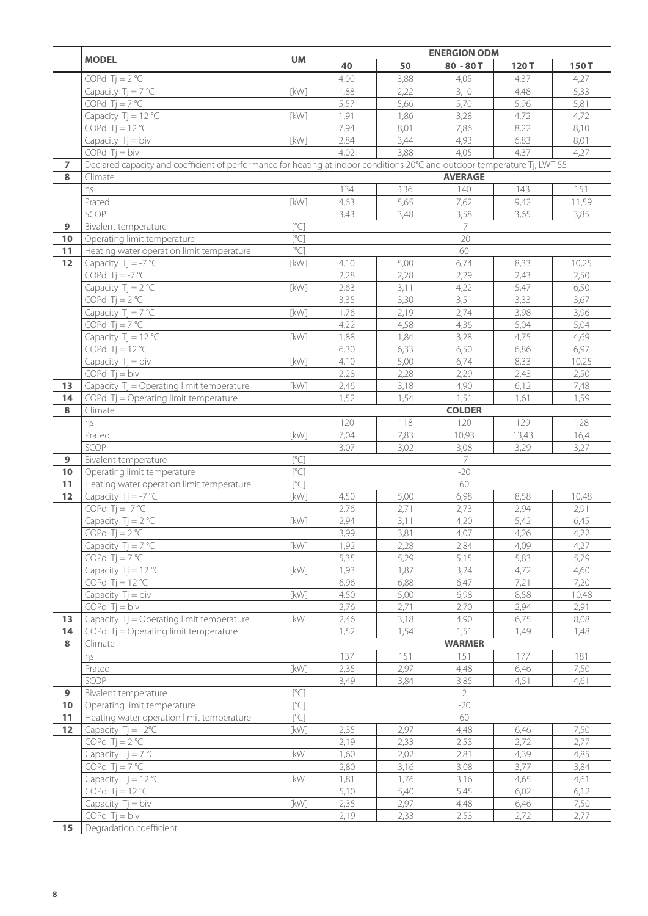| | MODEL | UM | ENERGION ODM | | | | |
|---|---|---|---|---|---|---|---|
| | | | 40 | 50 | 80 - 80 T | 120 T | 150 T |
| | COPd Tj = 2 °C | | 4,00 | 3,88 | 4,05 | 4,37 | 4,27 |
| | Capacity Tj = 7 °C | [kW] | 1,88 | 2,22 | 3,10 | 4,48 | 5,33 |
| | COPd Tj = 7 °C | | 5,57 | 5,66 | 5,70 | 5,96 | 5,81 |
| | Capacity Tj = 12 °C | [kW] | 1,91 | 1,86 | 3,28 | 4,72 | 4,72 |
| | COPd Tj = 12 °C | | 7,94 | 8,01 | 7,86 | 8,22 | 8,10 |
| | Capacity Tj = biv | [kW] | 2,84 | 3,44 | 4,93 | 6,83 | 8,01 |
| | COPd Tj = biv | | 4,02 | 3,88 | 4,05 | 4,37 | 4,27 |
| **7** | Declared capacity and coefficient of performance for heating at indoor conditions 20°C and outdoor temperature Tj, LWT 55 | | | | | | |
| **8** | Climate | | **AVERAGE** | | | | |
| | ηs | | 134 | 136 | 140 | 143 | 151 |
| | Prated | [kW] | 4,63 | 5,65 | 7,62 | 9,42 | 11,59 |
| | SCOP | | 3,43 | 3,48 | 3,58 | 3,65 | 3,85 |
| **9** | Bivalent temperature | [°C] | -7 | | | | |
| **10** | Operating limit temperature | [°C] | -20 | | | | |
| **11** | Heating water operation limit temperature | [°C] | 60 | | | | |
| **12** | Capacity Tj = -7 °C | [kW] | 4,10 | 5,00 | 6,74 | 8,33 | 10,25 |
| | COPd Tj = -7 °C | | 2,28 | 2,28 | 2,29 | 2,43 | 2,50 |
| | Capacity Tj = 2 °C | [kW] | 2,63 | 3,11 | 4,22 | 5,47 | 6,50 |
| | COPd Tj = 2 °C | | 3,35 | 3,30 | 3,51 | 3,33 | 3,67 |
| | Capacity Tj = 7 °C | [kW] | 1,76 | 2,19 | 2,74 | 3,98 | 3,96 |
| | COPd Tj = 7 °C | | 4,22 | 4,58 | 4,36 | 5,04 | 5,04 |
| | Capacity Tj = 12 °C | [kW] | 1,88 | 1,84 | 3,28 | 4,75 | 4,69 |
| | COPd Tj = 12 °C | | 6,30 | 6,33 | 6,50 | 6,86 | 6,97 |
| | Capacity Tj = biv | [kW] | 4,10 | 5,00 | 6,74 | 8,33 | 10,25 |
| | COPd Tj = biv | | 2,28 | 2,28 | 2,29 | 2,43 | 2,50 |
| **13** | Capacity Tj = Operating limit temperature | [kW] | 2,46 | 3,18 | 4,90 | 6,12 | 7,48 |
| **14** | COPd Tj = Operating limit temperature | | 1,52 | 1,54 | 1,51 | 1,61 | 1,59 |
| **8** | Climate | | **COLDER** | | | | |
| | ηs | | 120 | 118 | 120 | 129 | 128 |
| | Prated | [kW] | 7,04 | 7,83 | 10,93 | 13,43 | 16,4 |
| | SCOP | | 3,07 | 3,02 | 3,08 | 3,29 | 3,27 |
| **9** | Bivalent temperature | [°C] | -7 | | | | |
| **10** | Operating limit temperature | [°C] | -20 | | | | |
| **11** | Heating water operation limit temperature | [°C] | 60 | | | | |
| **12** | Capacity Tj = -7 °C | [kW] | 4,50 | 5,00 | 6,98 | 8,58 | 10,48 |
| | COPd Tj = -7 °C | | 2,76 | 2,71 | 2,73 | 2,94 | 2,91 |
| | Capacity Tj = 2 °C | [kW] | 2,94 | 3,11 | 4,20 | 5,42 | 6,45 |
| | COPd Tj = 2 °C | | 3,99 | 3,81 | 4,07 | 4,26 | 4,22 |
| | Capacity Tj = 7 °C | [kW] | 1,92 | 2,28 | 2,84 | 4,09 | 4,27 |
| | COPd Tj = 7 °C | | 5,35 | 5,29 | 5,15 | 5,83 | 5,79 |
| | Capacity Tj = 12 °C | [kW] | 1,93 | 1,87 | 3,24 | 4,72 | 4,60 |
| | COPd Tj = 12 °C | | 6,96 | 6,88 | 6,47 | 7,21 | 7,20 |
| | Capacity Tj = biv | [kW] | 4,50 | 5,00 | 6,98 | 8,58 | 10,48 |
| | COPd Tj = biv | | 2,76 | 2,71 | 2,70 | 2,94 | 2,91 |
| **13** | Capacity Tj = Operating limit temperature | [kW] | 2,46 | 3,18 | 4,90 | 6,75 | 8,08 |
| **14** | COPd Tj = Operating limit temperature | | 1,52 | 1,54 | 1,51 | 1,49 | 1,48 |
| **8** | Climate | | **WARMER** | | | | |
| | ηs | | 137 | 151 | 151 | 177 | 181 |
| | Prated | [kW] | 2,35 | 2,97 | 4,48 | 6,46 | 7,50 |
| | SCOP | | 3,49 | 3,84 | 3,85 | 4,51 | 4,61 |
| **9** | Bivalent temperature | [°C] | 2 | | | | |
| **10** | Operating limit temperature | [°C] | -20 | | | | |
| **11** | Heating water operation limit temperature | [°C] | 60 | | | | |
| **12** | Capacity Tj = 2°C | [kW] | 2,35 | 2,97 | 4,48 | 6,46 | 7,50 |
| | COPd Tj = 2 °C | | 2,19 | 2,33 | 2,53 | 2,72 | 2,77 |
| | Capacity Tj = 7 °C | [kW] | 1,60 | 2,02 | 2,81 | 4,39 | 4,85 |
| | COPd Tj = 7 °C | | 2,80 | 3,16 | 3,08 | 3,77 | 3,84 |
| | Capacity Tj = 12 °C | [kW] | 1,81 | 1,76 | 3,16 | 4,65 | 4,61 |
| | COPd Tj = 12 °C | | 5,10 | 5,40 | 5,45 | 6,02 | 6,12 |
| | Capacity Tj = biv | [kW] | 2,35 | 2,97 | 4,48 | 6,46 | 7,50 |
| | COPd Tj = biv | | 2,19 | 2,33 | 2,53 | 2,72 | 2,77 |
| **15** | Degradation coefficient | | | | | | |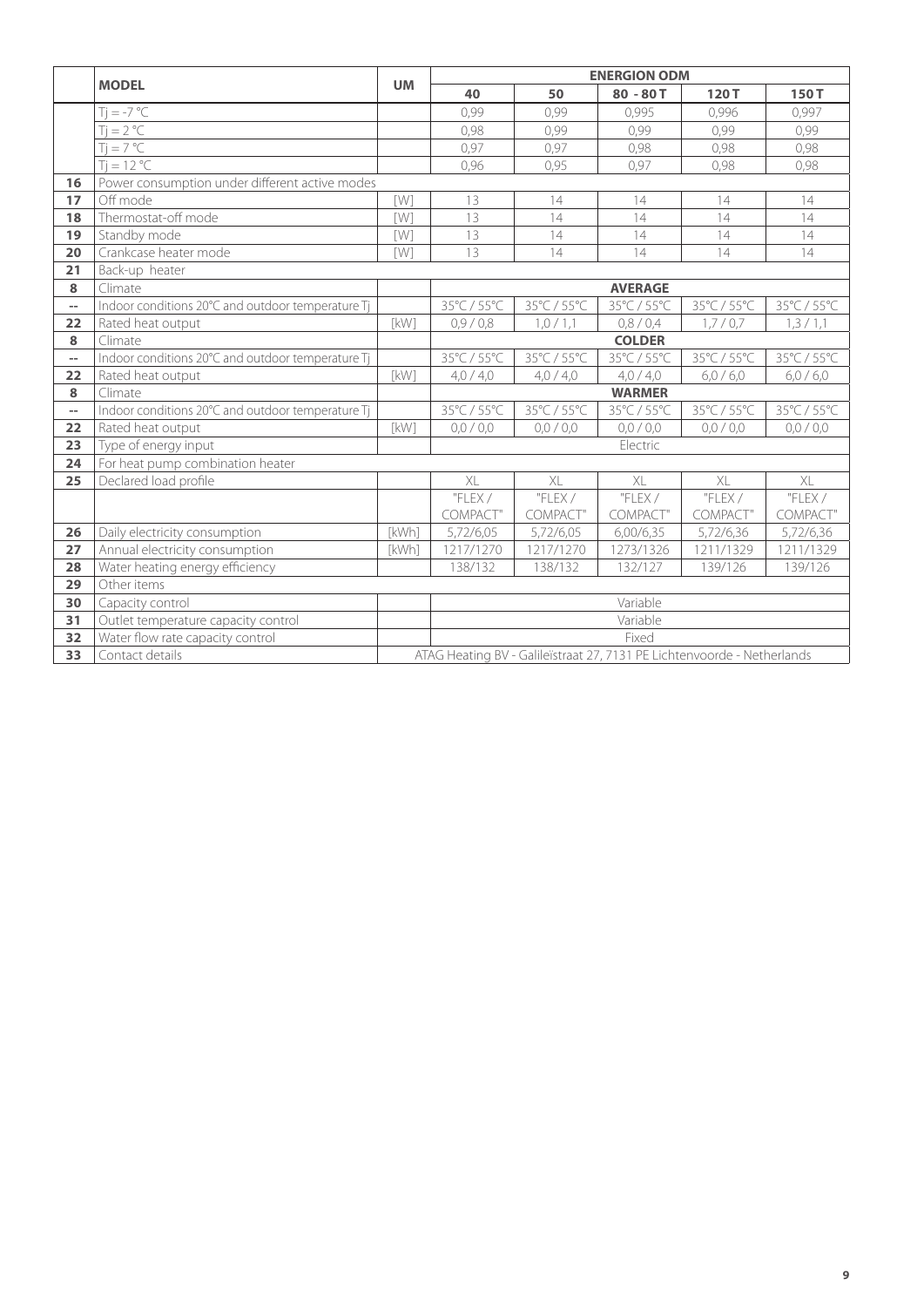| | MODEL | UM | ENERGION ODM | | | | |
|---|---|---|---|---|---|---|---|
| | | | 40 | 50 | 80 - 80 T | 120 T | 150 T |
| | Tj = -7 °C | | 0,99 | 0,99 | 0,995 | 0,996 | 0,997 |
| | Tj = 2 °C | | 0,98 | 0,99 | 0,99 | 0,99 | 0,99 |
| | Tj = 7 °C | | 0,97 | 0,97 | 0,98 | 0,98 | 0,98 |
| | Tj = 12 °C | | 0,96 | 0,95 | 0,97 | 0,98 | 0,98 |
| 16 | Power consumption under different active modes | | | | | | |
| 17 | Off mode | [W] | 13 | 14 | 14 | 14 | 14 |
| 18 | Thermostat-off mode | [W] | 13 | 14 | 14 | 14 | 14 |
| 19 | Standby mode | [W] | 13 | 14 | 14 | 14 | 14 |
| 20 | Crankcase heater mode | [W] | 13 | 14 | 14 | 14 | 14 |
| 21 | Back-up heater | | | | | | |
| 8 | Climate | | **AVERAGE** | | | | |
| -- | Indoor conditions 20°C and outdoor temperature Tj | | 35°C / 55°C | 35°C / 55°C | 35°C / 55°C | 35°C / 55°C | 35°C / 55°C |
| 22 | Rated heat output | [kW] | 0,9 / 0,8 | 1,0 / 1,1 | 0,8 / 0,4 | 1,7 / 0,7 | 1,3 / 1,1 |
| 8 | Climate | | **COLDER** | | | | |
| -- | Indoor conditions 20°C and outdoor temperature Tj | | 35°C / 55°C | 35°C / 55°C | 35°C / 55°C | 35°C / 55°C | 35°C / 55°C |
| 22 | Rated heat output | [kW] | 4,0 / 4,0 | 4,0 / 4,0 | 4,0 / 4,0 | 6,0 / 6,0 | 6,0 / 6,0 |
| 8 | Climate | | **WARMER** | | | | |
| -- | Indoor conditions 20°C and outdoor temperature Tj | | 35°C / 55°C | 35°C / 55°C | 35°C / 55°C | 35°C / 55°C | 35°C / 55°C |
| 22 | Rated heat output | [kW] | 0,0 / 0,0 | 0,0 / 0,0 | 0,0 / 0,0 | 0,0 / 0,0 | 0,0 / 0,0 |
| 23 | Type of energy input | | Electric | | | | |
| 24 | For heat pump combination heater | | | | | | |
| 25 | Declared load profile | | XL | XL | XL | XL | XL |
| | | | "FLEX / COMPACT" | "FLEX / COMPACT" | "FLEX / COMPACT" | "FLEX / COMPACT" | "FLEX / COMPACT" |
| 26 | Daily electricity consumption | [kWh] | 5,72/6,05 | 5,72/6,05 | 6,00/6,35 | 5,72/6,36 | 5,72/6,36 |
| 27 | Annual electricity consumption | [kWh] | 1217/1270 | 1217/1270 | 1273/1326 | 1211/1329 | 1211/1329 |
| 28 | Water heating energy efficiency | | 138/132 | 138/132 | 132/127 | 139/126 | 139/126 |
| 29 | Other items | | | | | | |
| 30 | Capacity control | | Variable | | | | |
| 31 | Outlet temperature capacity control | | Variable | | | | |
| 32 | Water flow rate capacity control | | Fixed | | | | |
| 33 | Contact details | ATAG Heating BV - Galileïstraat 27, 7131 PE Lichtenvoorde - Netherlands | | | | | |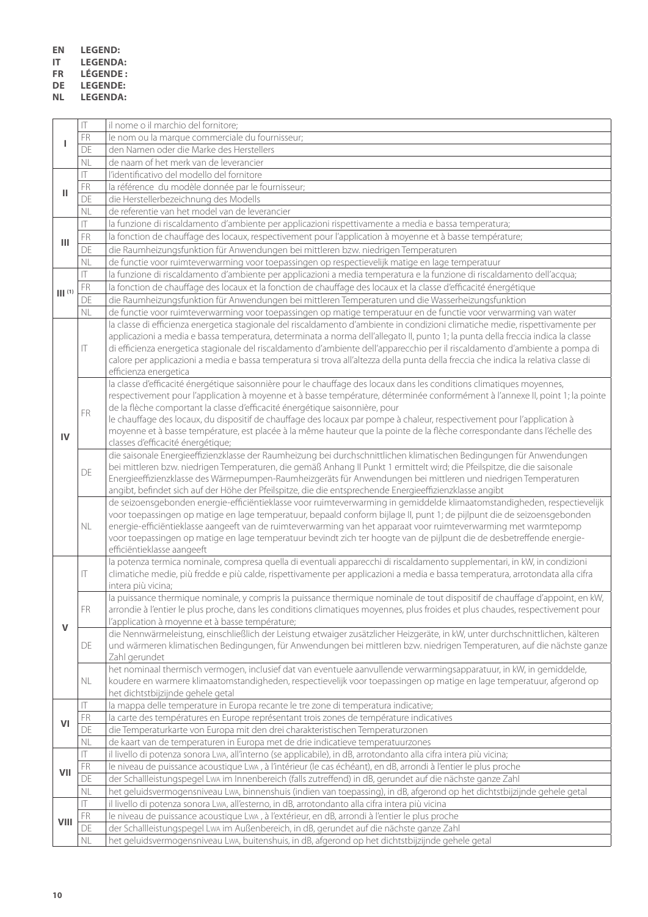**EN LEGEND:**
**IT LEGENDA:**
**FR LÉGENDE :**
**DE LEGENDE:**
**NL LEGENDA:**

| | | |
|---|---|---|
| **I** | IT | il nome o il marchio del fornitore; |
| | FR | le nom ou la marque commerciale du fournisseur; |
| | DE | den Namen oder die Marke des Herstellers |
| | NL | de naam of het merk van de leverancier |
| **II** | IT | l'identificativo del modello del fornitore |
| | FR | la référence du modèle donnée par le fournisseur; |
| | DE | die Herstellerbezeichnung des Modells |
| | NL | de referentie van het model van de leverancier |
| **III** | IT | la funzione di riscaldamento d'ambiente per applicazioni rispettivamente a media e bassa temperatura; |
| | FR | la fonction de chauffage des locaux, respectivement pour l'application à moyenne et à basse température; |
| | DE | die Raumheizungsfunktion für Anwendungen bei mittleren bzw. niedrigen Temperaturen |
| | NL | de functie voor ruimteverwarming voor toepassingen op respectievelijk matige en lage temperatuur |
| **III** [(1)] | IT | la funzione di riscaldamento d'ambiente per applicazioni a media temperatura e la funzione di riscaldamento dell'acqua; |
| | FR | la fonction de chauffage des locaux et la fonction de chauffage des locaux et la classe d'efficacité énergétique |
| | DE | die Raumheizungsfunktion für Anwendungen bei mittleren Temperaturen und die Wasserheizungsfunktion |
| | NL | de functie voor ruimteverwarming voor toepassingen op matige temperatuur en de functie voor verwarming van water |
| **IV** | IT | la classe di efficienza energetica stagionale del riscaldamento d'ambiente in condizioni climatiche medie, rispettivamente per applicazioni a media e bassa temperatura, determinata a norma dell'allegato II, punto 1; la punta della freccia indica la classe di efficienza energetica stagionale del riscaldamento d'ambiente dell'apparecchio per il riscaldamento d'ambiente a pompa di calore per applicazioni a media e bassa temperatura si trova all'altezza della punta della freccia che indica la relativa classe di efficienza energetica |
| | FR | la classe d'efficacité énergétique saisonnière pour le chauffage des locaux dans les conditions climatiques moyennes, respectivement pour l'application à moyenne et à basse température, déterminée conformément à l'annexe II, point 1; la pointe de la flèche comportant la classe d'efficacité énergétique saisonnière, pour le chauffage des locaux, du dispositif de chauffage des locaux par pompe à chaleur, respectivement pour l'application à moyenne et à basse température, est placée à la même hauteur que la pointe de la flèche correspondante dans l'échelle des classes d'efficacité énergétique; |
| | DE | die saisonale Energieeffizienzklasse der Raumheizung bei durchschnittlichen klimatischen Bedingungen für Anwendungen bei mittleren bzw. niedrigen Temperaturen, die gemäß Anhang II Punkt 1 ermittelt wird; die Pfeilspitze, die die saisonale Energieeffizienzklasse des Wärmepumpen-Raumheizgeräts für Anwendungen bei mittleren und niedrigen Temperaturen angibt, befindet sich auf der Höhe der Pfeilspitze, die die entsprechende Energieeffizienzklasse angibt |
| | NL | de seizoensgebonden energie-efficiëntieklasse voor ruimteverwarming in gemiddelde klimaatomstandigheden, respectievelijk voor toepassingen op matige en lage temperatuur, bepaald conform bijlage II, punt 1; de pijlpunt die de seizoensgebonden energie-efficiëntieklasse aangeeft van de ruimteverwarming van het apparaat voor ruimteverwarming met warmtepomp voor toepassingen op matige en lage temperatuur bevindt zich ter hoogte van de pijlpunt die de desbetreffende energie-efficiëntieklasse aangeeft |
| **V** | IT | la potenza termica nominale, compresa quella di eventuali apparecchi di riscaldamento supplementari, in kW, in condizioni climatiche medie, più fredde e più calde, rispettivamente per applicazioni a media e bassa temperatura, arrotondata alla cifra intera più vicina; |
| | FR | la puissance thermique nominale, y compris la puissance thermique nominale de tout dispositif de chauffage d'appoint, en kW, arrondie à l'entier le plus proche, dans les conditions climatiques moyennes, plus froides et plus chaudes, respectivement pour l'application à moyenne et à basse température; |
| | DE | die Nennwärmeleistung, einschließlich der Leistung etwaiger zusätzlicher Heizgeräte, in kW, unter durchschnittlichen, kälteren und wärmeren klimatischen Bedingungen, für Anwendungen bei mittleren bzw. niedrigen Temperaturen, auf die nächste ganze Zahl gerundet |
| | NL | het nominaal thermisch vermogen, inclusief dat van eventuele aanvullende verwarmingsapparatuur, in kW, in gemiddelde, koudere en warmere klimaatomstandigheden, respectievelijk voor toepassingen op matige en lage temperatuur, afgerond op het dichtstbijzijnde gehele getal |
| **VI** | IT | la mappa delle temperature in Europa recante le tre zone di temperatura indicative; |
| | FR | la carte des températures en Europe représentant trois zones de température indicatives |
| | DE | die Temperaturkarte von Europa mit den drei charakteristischen Temperaturzonen |
| | NL | de kaart van de temperaturen in Europa met de drie indicatieve temperatuurzones |
| **VII** | IT | il livello di potenza sonora $L_{WA}$, all'interno (se applicabile), in dB, arrotondando alla cifra intera più vicina; |
| | FR | le niveau de puissance acoustique $L_{WA}$ , à l'intérieur (le cas échéant), en dB, arrondi à l'entier le plus proche |
| | DE | der Schallleistungspegel $L_{WA}$ im Innenbereich (falls zutreffend) in dB, gerundet auf die nächste ganze Zahl |
| | NL | het geluidsvermogensniveau $L_{WA}$, binnenshuis (indien van toepassing), in dB, afgerond op het dichtstbijzijnde gehele getal |
| **VIII** | IT | il livello di potenza sonora $L_{WA}$, all'esterno, in dB, arrotondando alla cifra intera più vicina |
| | FR | le niveau de puissance acoustique $L_{WA}$ , à l'extérieur, en dB, arrondi à l'entier le plus proche |
| | DE | der Schallleistungspegel $L_{WA}$ im Außenbereich, in dB, gerundet auf die nächste ganze Zahl |
| | NL | het geluidsvermogensniveau $L_{WA}$, buitenshuis, in dB, afgerond op het dichtstbijzijnde gehele getal |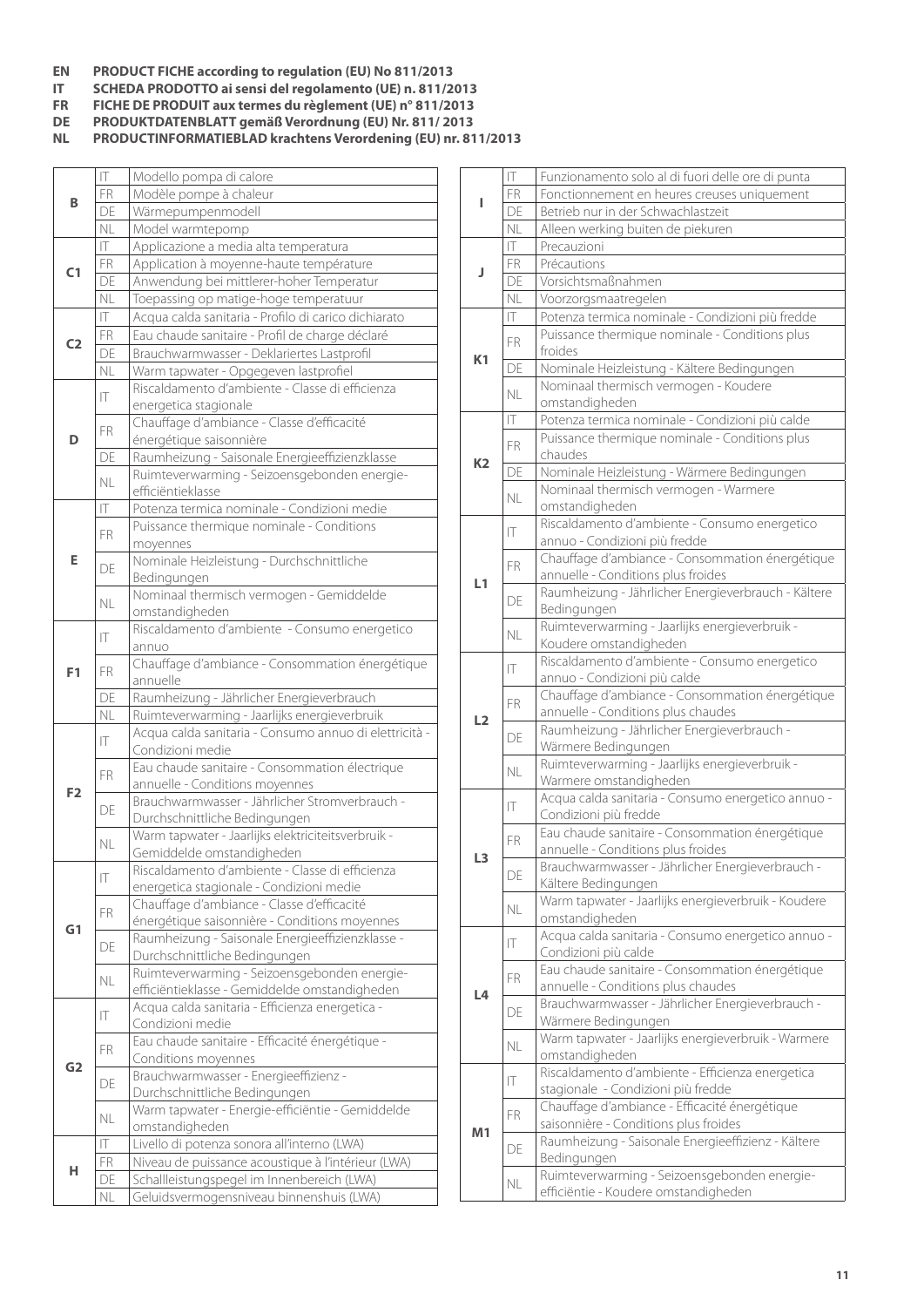**EN PRODUCT FICHE according to regulation (EU) No 811/2013**
**IT SCHEDA PRODOTTO ai sensi del regolamento (UE) n. 811/2013**
**FR FICHE DE PRODUIT aux termes du règlement (UE) n° 811/2013**
**DE PRODUKTDATENBLATT gemäß Verordnung (EU) Nr. 811/ 2013**
**NL PRODUCTINFORMATIEBLAD krachtens Verordening (EU) nr. 811/2013**

| | | |
|---|---|---|
| **B** | IT | Modello pompa di calore |
| | FR | Modèle pompe à chaleur |
| | DE | Wärmepumpenmodell |
| | NL | Model warmtepomp |
| **C1** | IT | Applicazione a media alta temperatura |
| | FR | Application à moyenne-haute température |
| | DE | Anwendung bei mittlerer-hoher Temperatur |
| | NL | Toepassing op matige-hoge temperatuur |
| **C2** | IT | Acqua calda sanitaria - Profilo di carico dichiarato |
| | FR | Eau chaude sanitaire - Profil de charge déclaré |
| | DE | Brauchwarmwasser - Deklariertes Lastprofil |
| | NL | Warm tapwater - Opgegeven lastprofiel |
| **D** | IT | Riscaldamento d'ambiente - Classe di efficienza energetica stagionale |
| | FR | Chauffage d'ambiance - Classe d'efficacité énergétique saisonnière |
| | DE | Raumheizung - Saisonale Energieeffizienzklasse |
| | NL | Ruimteverwarming - Seizoensgebonden energie-efficiëntieklasse |
| **E** | IT | Potenza termica nominale - Condizioni medie |
| | FR | Puissance thermique nominale - Conditions moyennes |
| | DE | Nominale Heizleistung - Durchschnittliche Bedingungen |
| | NL | Nominaal thermisch vermogen - Gemiddelde omstandigheden |
| **F1** | IT | Riscaldamento d'ambiente - Consumo energetico annuo |
| | FR | Chauffage d'ambiance - Consommation énergétique annuelle |
| | DE | Raumheizung - Jährlicher Energieverbrauch |
| | NL | Ruimteverwarming - Jaarlijks energieverbruik |
| **F2** | IT | Acqua calda sanitaria - Consumo annuo di elettricità - Condizioni medie |
| | FR | Eau chaude sanitaire - Consommation électrique annuelle - Conditions moyennes |
| | DE | Brauchwarmwasser - Jährlicher Stromverbrauch - Durchschnittliche Bedingungen |
| | NL | Warm tapwater - Jaarlijks elektriciteitsverbruik - Gemiddelde omstandigheden |
| **G1** | IT | Riscaldamento d'ambiente - Classe di efficienza energetica stagionale - Condizioni medie |
| | FR | Chauffage d'ambiance - Classe d'efficacité énergétique saisonnière - Conditions moyennes |
| | DE | Raumheizung - Saisonale Energieeffizienzklasse - Durchschnittliche Bedingungen |
| | NL | Ruimteverwarming - Seizoensgebonden energie-efficiëntieklasse - Gemiddelde omstandigheden |
| **G2** | IT | Acqua calda sanitaria - Efficienza energetica - Condizioni medie |
| | FR | Eau chaude sanitaire - Efficacité énergétique - Conditions moyennes |
| | DE | Brauchwarmwasser - Energieeffizienz - Durchschnittliche Bedingungen |
| | NL | Warm tapwater - Energie-efficiëntie - Gemiddelde omstandigheden |
| **H** | IT | Livello di potenza sonora all'interno (LWA) |
| | FR | Niveau de puissance acoustique à l'intérieur (LWA) |
| | DE | Schallleistungspegel im Innenbereich (LWA) |
| | NL | Geluidsvermogensniveau binnenshuis (LWA) |

| | | |
|---|---|---|
| **I** | IT | Funzionamento solo al di fuori delle ore di punta |
| | FR | Fonctionnement en heures creuses uniquement |
| | DE | Betrieb nur in der Schwachlastzeit |
| | NL | Alleen werking buiten de piekuren |
| **J** | IT | Precauzioni |
| | FR | Précautions |
| | DE | Vorsichtsmaßnahmen |
| | NL | Voorzorgsmaatregelen |
| **K1** | IT | Potenza termica nominale - Condizioni più fredde |
| | FR | Puissance thermique nominale - Conditions plus froides |
| | DE | Nominale Heizleistung - Kältere Bedingungen |
| | NL | Nominaal thermisch vermogen - Koudere omstandigheden |
| **K2** | IT | Potenza termica nominale - Condizioni più calde |
| | FR | Puissance thermique nominale - Conditions plus chaudes |
| | DE | Nominale Heizleistung - Wärmere Bedingungen |
| | NL | Nominaal thermisch vermogen - Warmere omstandigheden |
| **L1** | IT | Riscaldamento d'ambiente - Consumo energetico annuo - Condizioni più fredde |
| | FR | Chauffage d'ambiance - Consommation énergétique annuelle - Conditions plus froides |
| | DE | Raumheizung - Jährlicher Energieverbrauch - Kältere Bedingungen |
| | NL | Ruimteverwarming - Jaarlijks energieverbruik - Koudere omstandigheden |
| **L2** | IT | Riscaldamento d'ambiente - Consumo energetico annuo - Condizioni più calde |
| | FR | Chauffage d'ambiance - Consommation énergétique annuelle - Conditions plus chaudes |
| | DE | Raumheizung - Jährlicher Energieverbrauch - Wärmere Bedingungen |
| | NL | Ruimteverwarming - Jaarlijks energieverbruik - Warmere omstandigheden |
| **L3** | IT | Acqua calda sanitaria - Consumo energetico annuo - Condizioni più fredde |
| | FR | Eau chaude sanitaire - Consommation énergétique annuelle - Conditions plus froides |
| | DE | Brauchwarmwasser - Jährlicher Energieverbrauch - Kältere Bedingungen |
| | NL | Warm tapwater - Jaarlijks energieverbruik - Koudere omstandigheden |
| **L4** | IT | Acqua calda sanitaria - Consumo energetico annuo - Condizioni più calde |
| | FR | Eau chaude sanitaire - Consommation énergétique annuelle - Conditions plus chaudes |
| | DE | Brauchwarmwasser - Jährlicher Energieverbrauch - Wärmere Bedingungen |
| | NL | Warm tapwater - Jaarlijks energieverbruik - Warmere omstandigheden |
| **M1** | IT | Riscaldamento d'ambiente - Efficienza energetica stagionale - Condizioni più fredde |
| | FR | Chauffage d'ambiance - Efficacité énergétique saisonnière - Conditions plus froides |
| | DE | Raumheizung - Saisonale Energieeffizienz - Kältere Bedingungen |
| | NL | Ruimteverwarming - Seizoensgebonden energie-efficiëntie - Koudere omstandigheden |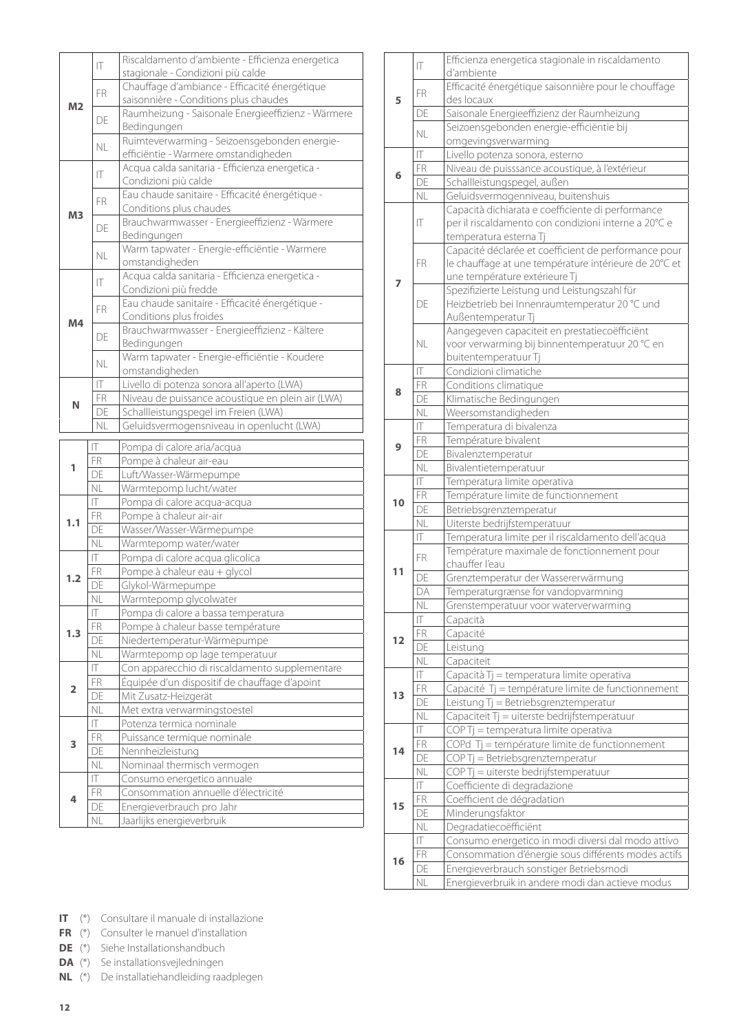| | | |
|---|---|---|
| **M2** | IT | Riscaldamento d'ambiente - Efficienza energetica stagionale - Condizioni più calde |
| | FR | Chauffage d'ambiance - Efficacité énergétique saisonnière - Conditions plus chaudes |
| | DE | Raumheizung - Saisonale Energieeffizienz - Wärmere Bedingungen |
| | NL | Ruimteverwarming - Seizoensgebonden energie-efficiëntie - Warmere omstandigheden |
| **M3** | IT | Acqua calda sanitaria - Efficienza energetica - Condizioni più calde |
| | FR | Eau chaude sanitaire - Efficacité énergétique - Conditions plus chaudes |
| | DE | Brauchwarmwasser - Energieeffizienz - Wärmere Bedingungen |
| | NL | Warm tapwater - Energie-efficiëntie - Warmere omstandigheden |
| **M4** | IT | Acqua calda sanitaria - Efficienza energetica - Condizioni più fredde |
| | FR | Eau chaude sanitaire - Efficacité énergétique - Conditions plus froides |
| | DE | Brauchwarmwasser - Energieeffizienz - Kältere Bedingungen |
| | NL | Warm tapwater - Energie-efficiëntie - Koudere omstandigheden |
| **N** | IT | Livello di potenza sonora all'aperto (LWA) |
| | FR | Niveau de puissance acoustique en plein air (LWA) |
| | DE | Schallleistungspegel im Freien (LWA) |
| | NL | Geluidsvermogensniveau in openlucht (LWA) |

| | | |
|---|---|---|
| **1** | IT | Pompa di calore aria/acqua |
| | FR | Pompe à chaleur air-eau |
| | DE | Luft/Wasser-Wärmepumpe |
| | NL | Warmtepomp lucht/water |
| **1.1** | IT | Pompa di calore acqua-acqua |
| | FR | Pompe à chaleur air-air |
| | DE | Wasser/Wasser-Wärmepumpe |
| | NL | Warmtepomp water/water |
| **1.2** | IT | Pompa di calore acqua glicolica |
| | FR | Pompe à chaleur eau + glycol |
| | DE | Glykol-Wärmepumpe |
| | NL | Warmtepomp glycolwater |
| **1.3** | IT | Pompa di calore a bassa temperatura |
| | FR | Pompe à chaleur basse température |
| | DE | Niedertemperatur-Wärmepumpe |
| | NL | Warmtepomp op lage temperatuur |
| **2** | IT | Con apparecchio di riscaldamento supplementare |
| | FR | Équipée d'un dispositif de chauffage d'apoint |
| | DE | Mit Zusatz-Heizgerät |
| | NL | Met extra verwarmingstoestel |
| **3** | IT | Potenza termica nominale |
| | FR | Puissance termique nominale |
| | DE | Nennheizleistung |
| | NL | Nominaal thermisch vermogen |
| **4** | IT | Consumo energetico annuale |
| | FR | Consommation annuelle d'électricité |
| | DE | Energieverbrauch pro Jahr |
| | NL | Jaarlijks energieverbruik |

| | | |
|---|---|---|
| **5** | IT | Efficienza energetica stagionale in riscaldamento d'ambiente |
| | FR | Efficacité énergétique saisonnière pour le chouffage des locaux |
| | DE | Saisonale Energieeffizienz der Raumheizung |
| | NL | Seizoensgebonden energie-efficiëntie bij omgevingsverwarming |
| **6** | IT | Livello potenza sonora, esterno |
| | FR | Niveau de puisssance acoustique, à l'extérieur |
| | DE | Schallleistungspegel, außen |
| | NL | Geluidsvermogenniveau, buitenshuis |
| **7** | IT | Capacità dichiarata e coefficiente di performance per il riscaldamento con condizioni interne a 20°C e temperatura esterna Tj |
| | FR | Capacité déclarée et coefficient de performance pour le chauffage at une température intérieure de 20°C et une température extérieure Tj |
| | DE | Spezifizierte Leistung und Leistungszahl für Heizbetrieb bei Innenraumtemperatur 20 °C und Außentemperatur Tj |
| | NL | Aangegeven capaciteit en prestatiecoëfficiënt voor verwarming bij binnentemperatuur 20 °C en buitentemperatuur Tj |
| **8** | IT | Condizioni climatiche |
| | FR | Conditions climatique |
| | DE | Klimatische Bedingungen |
| | NL | Weersomstandigheden |
| **9** | IT | Temperatura di bivalenza |
| | FR | Température bivalent |
| | DE | Bivalenztemperatur |
| | NL | Bivalentietemperatuur |
| **10** | IT | Temperatura limite operativa |
| | FR | Température limite de functionnement |
| | DE | Betriebsgrenztemperatur |
| | NL | Uiterste bedrijfstemperatuur |
| **11** | IT | Temperatura limite per il riscaldamento dell'acqua |
| | FR | Température maximale de fonctionnement pour chauffer l'eau |
| | DE | Grenztemperatur der Wassererwärmung |
| | DA | Temperaturgrænse for vandopvarmning |
| | NL | Grenstemperatuur voor waterverwarming |
| **12** | IT | Capacità |
| | FR | Capacité |
| | DE | Leistung |
| | NL | Capaciteit |
| **13** | IT | Capacità Tj = temperatura limite operativa |
| | FR | Capacité Tj = température limite de functionnement |
| | DE | Leistung Tj = Betriebsgrenztemperatur |
| | NL | Capaciteit Tj = uiterste bedrijfstemperatuur |
| **14** | IT | COP Tj = temperatura limite operativa |
| | FR | COPd Tj = température limite de functionnement |
| | DE | COP Tj = Betriebsgrenztemperatur |
| | NL | COP Tj = uiterste bedrijfstemperatuur |
| **15** | IT | Coefficiente di degradazione |
| | FR | Coefficient de dégradation |
| | DE | Minderungsfaktor |
| | NL | Degradatiecoëfficiënt |
| **16** | IT | Consumo energetico in modi diversi dal modo attivo |
| | FR | Consommation d'énergie sous différents modes actifs |
| | DE | Energieverbrauch sonstiger Betriebsmodi |
| | NL | Energieverbruik in andere modi dan actieve modus |

**IT** (*) Consultare il manuale di installazione
**FR** (*) Consulter le manuel d'installation
**DE** (*) Siehe Installationshandbuch
**DA** (*) Se installationsvejledningen
**NL** (*) De installatiehandleiding raadplegen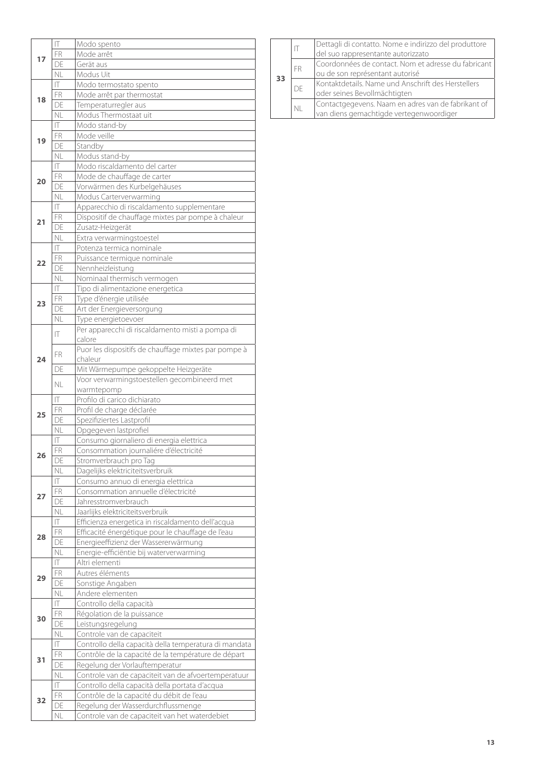| | | |
|---|---|---|
| **17** | IT | Modo spento |
| | FR | Mode arrêt |
| | DE | Gerät aus |
| | NL | Modus Uit |
| **18** | IT | Modo termostato spento |
| | FR | Mode arrêt par thermostat |
| | DE | Temperaturregler aus |
| | NL | Modus Thermostaat uit |
| **19** | IT | Modo stand-by |
| | FR | Mode veille |
| | DE | Standby |
| | NL | Modus stand-by |
| **20** | IT | Modo riscaldamento del carter |
| | FR | Mode de chauffage de carter |
| | DE | Vorwärmen des Kurbelgehäuses |
| | NL | Modus Carterverwarming |
| **21** | IT | Apparecchio di riscaldamento supplementare |
| | FR | Dispositif de chauffage mixtes par pompe à chaleur |
| | DE | Zusatz-Heizgerät |
| | NL | Extra verwarmingstoestel |
| **22** | IT | Potenza termica nominale |
| | FR | Puissance termique nominale |
| | DE | Nennheizleistung |
| | NL | Nominaal thermisch vermogen |
| **23** | IT | Tipo di alimentazione energetica |
| | FR | Type d'énergie utilisée |
| | DE | Art der Energieversorgung |
| | NL | Type energietoevoer |
| **24** | IT | Per apparecchi di riscaldamento misti a pompa di calore |
| | FR | Puor les dispositifs de chauffage mixtes par pompe à chaleur |
| | DE | Mit Wärmepumpe gekoppelte Heizgeräte |
| | NL | Voor verwarmingstoestellen gecombineerd met warmtepomp |
| **25** | IT | Profilo di carico dichiarato |
| | FR | Profil de charge déclarée |
| | DE | Spezifiziertes Lastprofil |
| | NL | Opgegeven lastprofiel |
| **26** | IT | Consumo giornaliero di energia elettrica |
| | FR | Consommation journaliére d'électricité |
| | DE | Stromverbrauch pro Tag |
| | NL | Dagelijks elektriciteitsverbruik |
| **27** | IT | Consumo annuo di energia elettrica |
| | FR | Consommation annuelle d'électricité |
| | DE | Jahresstromverbrauch |
| | NL | Jaarlijks elektriciteitsverbruik |
| **28** | IT | Efficienza energetica in riscaldamento dell'acqua |
| | FR | Efficacité énergétique pour le chauffage de l'eau |
| | DE | Energieeffizienz der Wassererwärmung |
| | NL | Energie-efficiëntie bij waterverwarming |
| **29** | IT | Altri elementi |
| | FR | Autres éléments |
| | DE | Sonstige Angaben |
| | NL | Andere elementen |
| **30** | IT | Controllo della capacità |
| | FR | Régolation de la puissance |
| | DE | Leistungsregelung |
| | NL | Controle van de capaciteit |
| **31** | IT | Controllo della capacità della temperatura di mandata |
| | FR | Contrôle de la capacité de la température de départ |
| | DE | Regelung der Vorlauftemperatur |
| | NL | Controle van de capaciteit van de afvoertemperatuur |
| **32** | IT | Controllo della capacità della portata d'acqua |
| | FR | Contrôle de la capacité du débit de l'eau |
| | DE | Regelung der Wasserdurchflussmenge |
| | NL | Controle van de capaciteit van het waterdebiet |
| **33** | IT | Dettagli di contatto. Nome e indirizzo del produttore del suo rappresentante autorizzato |
| | FR | Coordonnées de contact. Nom et adresse du fabricant ou de son représentant autorisé |
| | DE | Kontaktdetails. Name und Anschrift des Herstellers oder seines Bevollmächtigten |
| | NL | Contactgegevens. Naam en adres van de fabrikant of van diens gemachtigde vertegenwoordiger |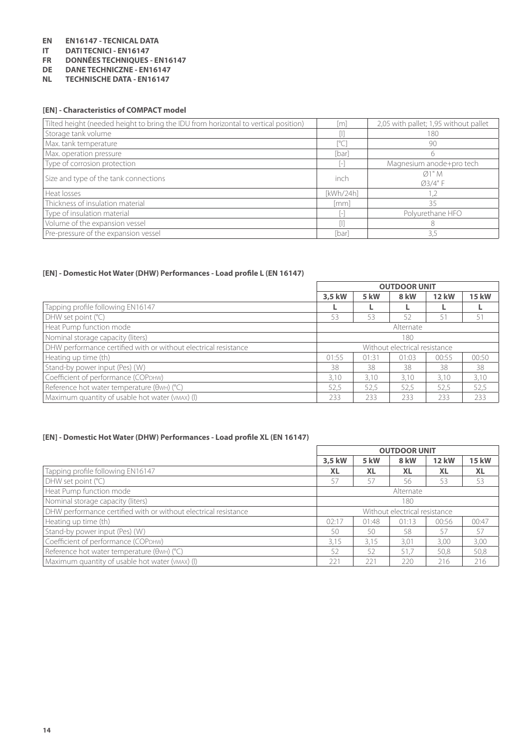**EN EN16147 - TECNICAL DATA**
**IT DATI TECNICI - EN16147**
**FR DONNÉES TECHNIQUES - EN16147**
**DE DANE TECHNICZNE - EN16147**
**NL TECHNISCHE DATA - EN16147**

### [EN] - Characteristics of COMPACT model

| | | |
|---|---|---|
| Tilted height (needed height to bring the IDU from horizontal to vertical position) | [m] | 2,05 with pallet; 1,95 without pallet |
| Storage tank volume | [l] | 180 |
| Max. tank temperature | [°C] | 90 |
| Max. operation pressure | [bar] | 6 |
| Type of corrosion protection | [-] | Magnesium anode+pro tech |
| Size and type of the tank connections | inch | Ø1" M<br>Ø3/4" F |
| Heat losses | [kWh/24h] | 1,2 |
| Thickness of insulation material | [mm] | 35 |
| Type of insulation material | [-] | Polyurethane HFO |
| Volume of the expansion vessel | [l] | 8 |
| Pre-pressure of the expansion vessel | [bar] | 3,5 |

### [EN] - Domestic Hot Water (DHW) Performances - Load profile L (EN 16147)

| | OUTDOOR UNIT | | | | |
|---|---|---|---|---|---|
| | **3,5 kW** | **5 kW** | **8 kW** | **12 kW** | **15 kW** |
| Tapping profile following EN16147 | **L** | **L** | **L** | **L** | **L** |
| DHW set point (°C) | 53 | 53 | 52 | 51 | 51 |
| Heat Pump function mode | Alternate | | | | |
| Nominal storage capacity (liters) | 180 | | | | |
| DHW performance certified with or without electrical resistance | Without electrical resistance | | | | |
| Heating up time (th) | 01:55 | 01:31 | 01:03 | 00:55 | 00:50 |
| Stand-by power input (Pes) (W) | 38 | 38 | 38 | 38 | 38 |
| Coefficient of performance ($COP_{DHW}$) | 3,10 | 3,10 | 3,10 | 3,10 | 3,10 |
| Reference hot water temperature ($\theta_{WH}$) (°C) | 52,5 | 52,5 | 52,5 | 52,5 | 52,5 |
| Maximum quantity of usable hot water ($V_{MAX}$) (l) | 233 | 233 | 233 | 233 | 233 |

### [EN] - Domestic Hot Water (DHW) Performances - Load profile XL (EN 16147)

| | OUTDOOR UNIT | | | | |
|---|---|---|---|---|---|
| | **3,5 kW** | **5 kW** | **8 kW** | **12 kW** | **15 kW** |
| Tapping profile following EN16147 | **XL** | **XL** | **XL** | **XL** | **XL** |
| DHW set point (°C) | 57 | 57 | 56 | 53 | 53 |
| Heat Pump function mode | Alternate | | | | |
| Nominal storage capacity (liters) | 180 | | | | |
| DHW performance certified with or without electrical resistance | Without electrical resistance | | | | |
| Heating up time (th) | 02:17 | 01:48 | 01:13 | 00:56 | 00:47 |
| Stand-by power input (Pes) (W) | 50 | 50 | 58 | 57 | 57 |
| Coefficient of performance ($COP_{DHW}$) | 3,15 | 3,15 | 3,01 | 3,00 | 3,00 |
| Reference hot water temperature ($\theta_{WH}$) (°C) | 52 | 52 | 51,7 | 50,8 | 50,8 |
| Maximum quantity of usable hot water ($V_{MAX}$) (l) | 221 | 221 | 220 | 216 | 216 |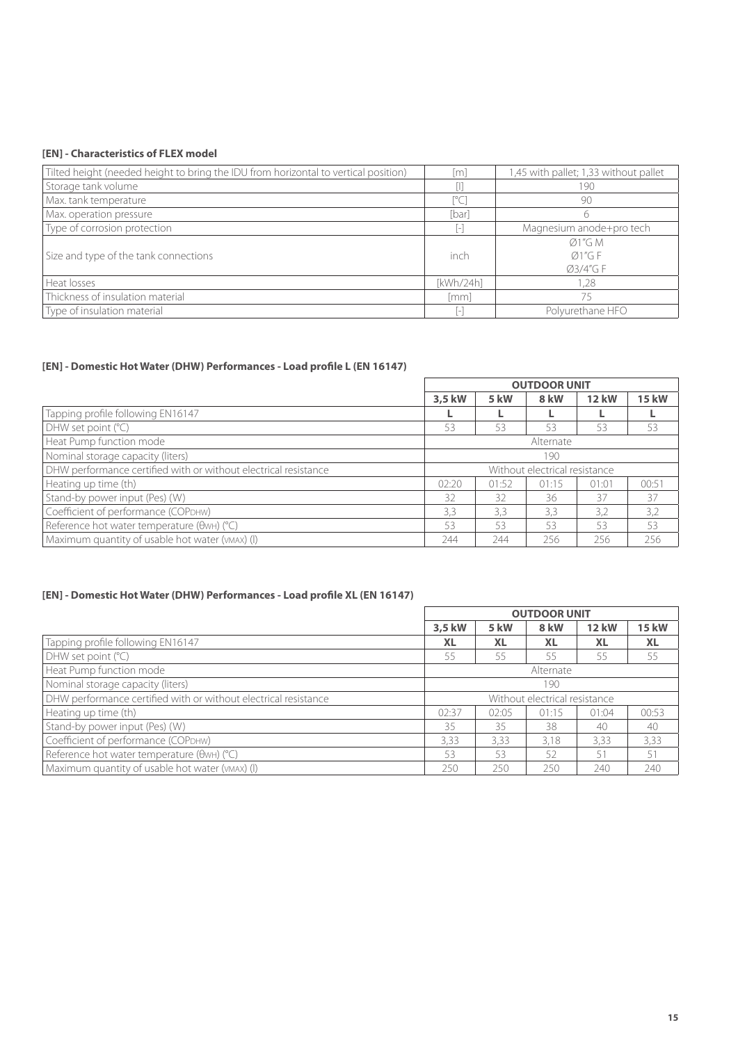### [EN] - Characteristics of FLEX model

| | | |
|---|---|---|
| Tilted height (needed height to bring the IDU from horizontal to vertical position) | [m] | 1,45 with pallet; 1,33 without pallet |
| Storage tank volume | [l] | 190 |
| Max. tank temperature | [°C] | 90 |
| Max. operation pressure | [bar] | 6 |
| Type of corrosion protection | [-] | Magnesium anode+pro tech |
| Size and type of the tank connections | inch | Ø1"G M<br>Ø1"G F<br>Ø3/4"G F |
| Heat losses | [kWh/24h] | 1,28 |
| Thickness of insulation material | [mm] | 75 |
| Type of insulation material | [-] | Polyurethane HFO |

### [EN] - Domestic Hot Water (DHW) Performances - Load profile L (EN 16147)

| | OUTDOOR UNIT | | | | |
|---|---|---|---|---|---|
| | **3,5 kW** | **5 kW** | **8 kW** | **12 kW** | **15 kW** |
| Tapping profile following EN16147 | **L** | **L** | **L** | **L** | **L** |
| DHW set point (°C) | 53 | 53 | 53 | 53 | 53 |
| Heat Pump function mode | Alternate | | | | |
| Nominal storage capacity (liters) | 190 | | | | |
| DHW performance certified with or without electrical resistance | Without electrical resistance | | | | |
| Heating up time (th) | 02:20 | 01:52 | 01:15 | 01:01 | 00:51 |
| Stand-by power input (Pes) (W) | 32 | 32 | 36 | 37 | 37 |
| Coefficient of performance ($COP_{DHW}$) | 3,3 | 3,3 | 3,3 | 3,2 | 3,2 |
| Reference hot water temperature ($\theta_{WH}$) (°C) | 53 | 53 | 53 | 53 | 53 |
| Maximum quantity of usable hot water ($V_{MAX}$) (l) | 244 | 244 | 256 | 256 | 256 |

### [EN] - Domestic Hot Water (DHW) Performances - Load profile XL (EN 16147)

| | OUTDOOR UNIT | | | | |
|---|---|---|---|---|---|
| | **3,5 kW** | **5 kW** | **8 kW** | **12 kW** | **15 kW** |
| Tapping profile following EN16147 | **XL** | **XL** | **XL** | **XL** | **XL** |
| DHW set point (°C) | 55 | 55 | 55 | 55 | 55 |
| Heat Pump function mode | Alternate | | | | |
| Nominal storage capacity (liters) | 190 | | | | |
| DHW performance certified with or without electrical resistance | Without electrical resistance | | | | |
| Heating up time (th) | 02:37 | 02:05 | 01:15 | 01:04 | 00:53 |
| Stand-by power input (Pes) (W) | 35 | 35 | 38 | 40 | 40 |
| Coefficient of performance ($COP_{DHW}$) | 3,33 | 3,33 | 3,18 | 3,33 | 3,33 |
| Reference hot water temperature ($\theta_{WH}$) (°C) | 53 | 53 | 52 | 51 | 51 |
| Maximum quantity of usable hot water ($V_{MAX}$) (l) | 250 | 250 | 250 | 240 | 240 |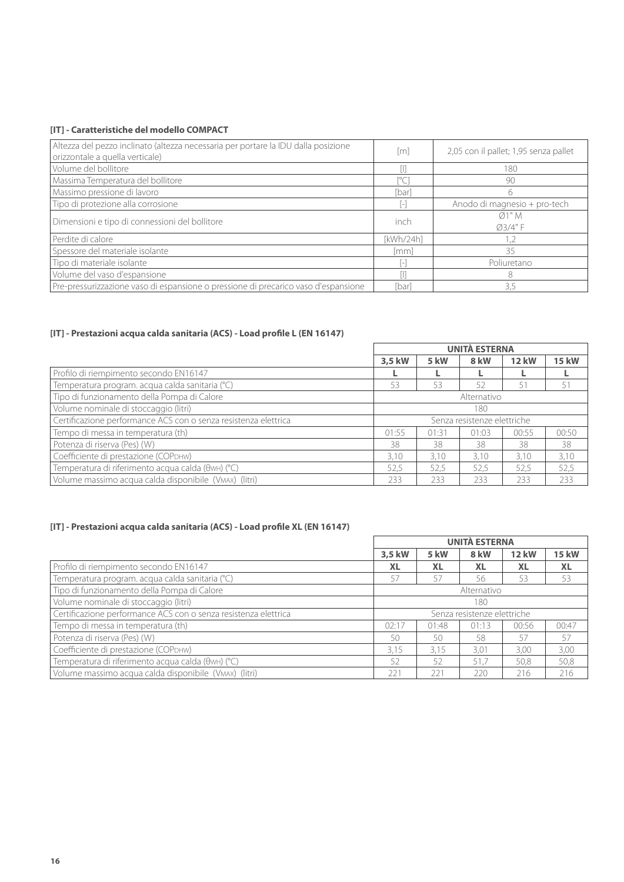#### [IT] - Caratteristiche del modello COMPACT

| | | |
|---|---|---|
| Altezza del pezzo inclinato (altezza necessaria per portare la IDU dalla posizione orizzontale a quella verticale) | [m] | 2,05 con il pallet; 1,95 senza pallet |
| Volume del bollitore | [l] | 180 |
| Massima Temperatura del bollitore | [°C] | 90 |
| Massimo pressione di lavoro | [bar] | 6 |
| Tipo di protezione alla corrosione | [-] | Anodo di magnesio + pro-tech |
| Dimensioni e tipo di connessioni del bollitore | inch | Ø1" M<br>Ø3/4" F |
| Perdite di calore | [kWh/24h] | 1,2 |
| Spessore del materiale isolante | [mm] | 35 |
| Tipo di materiale isolante | [-] | Poliuretano |
| Volume del vaso d'espansione | [l] | 8 |
| Pre-pressurizzazione vaso di espansione o pressione di precarico vaso d'espansione | [bar] | 3,5 |

#### [IT] - Prestazioni acqua calda sanitaria (ACS) - Load profile L (EN 16147)

| | UNITÀ ESTERNA | | | | |
|---|---|---|---|---|---|
| | **3,5 kW** | **5 kW** | **8 kW** | **12 kW** | **15 kW** |
| Profilo di riempimento secondo EN16147 | **L** | **L** | **L** | **L** | **L** |
| Temperatura program. acqua calda sanitaria (°C) | 53 | 53 | 52 | 51 | 51 |
| Tipo di funzionamento della Pompa di Calore | Alternativo | | | | |
| Volume nominale di stoccaggio (litri) | 180 | | | | |
| Certificazione performance ACS con o senza resistenza elettrica | Senza resistenze elettriche | | | | |
| Tempo di messa in temperatura (th) | 01:55 | 01:31 | 01:03 | 00:55 | 00:50 |
| Potenza di riserva (Pes) (W) | 38 | 38 | 38 | 38 | 38 |
| Coefficiente di prestazione ($COP_{DHW}$) | 3,10 | 3,10 | 3,10 | 3,10 | 3,10 |
| Temperatura di riferimento acqua calda ($\theta_{WH}$) (°C) | 52,5 | 52,5 | 52,5 | 52,5 | 52,5 |
| Volume massimo acqua calda disponibile ($V_{MAX}$) (litri) | 233 | 233 | 233 | 233 | 233 |

#### [IT] - Prestazioni acqua calda sanitaria (ACS) - Load profile XL (EN 16147)

| | UNITÀ ESTERNA | | | | |
|---|---|---|---|---|---|
| | **3,5 kW** | **5 kW** | **8 kW** | **12 kW** | **15 kW** |
| Profilo di riempimento secondo EN16147 | **XL** | **XL** | **XL** | **XL** | **XL** |
| Temperatura program. acqua calda sanitaria (°C) | 57 | 57 | 56 | 53 | 53 |
| Tipo di funzionamento della Pompa di Calore | Alternativo | | | | |
| Volume nominale di stoccaggio (litri) | 180 | | | | |
| Certificazione performance ACS con o senza resistenza elettrica | Senza resistenze elettriche | | | | |
| Tempo di messa in temperatura (th) | 02:17 | 01:48 | 01:13 | 00:56 | 00:47 |
| Potenza di riserva (Pes) (W) | 50 | 50 | 58 | 57 | 57 |
| Coefficiente di prestazione ($COP_{DHW}$) | 3,15 | 3,15 | 3,01 | 3,00 | 3,00 |
| Temperatura di riferimento acqua calda ($\theta_{WH}$) (°C) | 52 | 52 | 51,7 | 50,8 | 50,8 |
| Volume massimo acqua calda disponibile ($V_{MAX}$) (litri) | 221 | 221 | 220 | 216 | 216 |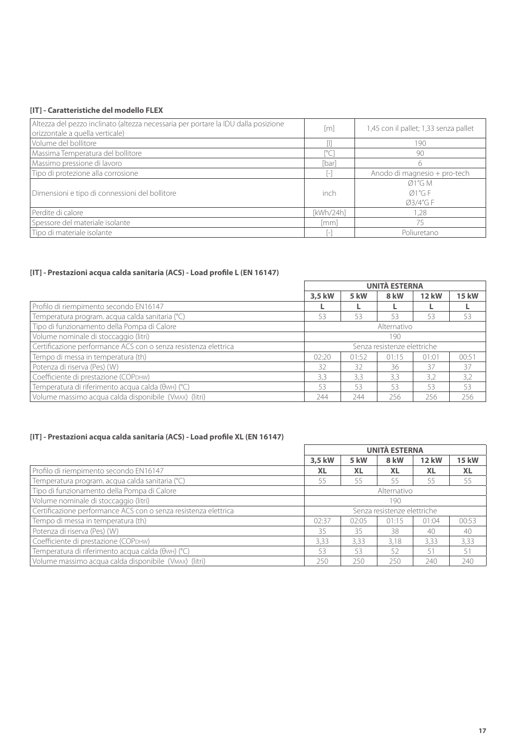**[IT] - Caratteristiche del modello FLEX**

| | | |
|---|---|---|
| Altezza del pezzo inclinato (altezza necessaria per portare la IDU dalla posizione orizzontale a quella verticale) | [m] | 1,45 con il pallet; 1,33 senza pallet |
| Volume del bollitore | [l] | 190 |
| Massima Temperatura del bollitore | [°C] | 90 |
| Massimo pressione di lavoro | [bar] | 6 |
| Tipo di protezione alla corrosione | [-] | Anodo di magnesio + pro-tech |
| Dimensioni e tipo di connessioni del bollitore | inch | Ø1"G M<br>Ø1"G F<br>Ø3/4"G F |
| Perdite di calore | [kWh/24h] | 1,28 |
| Spessore del materiale isolante | [mm] | 75 |
| Tipo di materiale isolante | [-] | Poliuretano |

**[IT] - Prestazioni acqua calda sanitaria (ACS) - Load profile L (EN 16147)**

| | UNITÀ ESTERNA | | | | |
|---|---|---|---|---|---|
| | **3,5 kW** | **5 kW** | **8 kW** | **12 kW** | **15 kW** |
| Profilo di riempimento secondo EN16147 | **L** | **L** | **L** | **L** | **L** |
| Temperatura program. acqua calda sanitaria (°C) | 53 | 53 | 53 | 53 | 53 |
| Tipo di funzionamento della Pompa di Calore | Alternativo | | | | |
| Volume nominale di stoccaggio (litri) | 190 | | | | |
| Certificazione performance ACS con o senza resistenza elettrica | Senza resistenze elettriche | | | | |
| Tempo di messa in temperatura (th) | 02:20 | 01:52 | 01:15 | 01:01 | 00:51 |
| Potenza di riserva (Pes) (W) | 32 | 32 | 36 | 37 | 37 |
| Coefficiente di prestazione ($COP_{DHW}$) | 3,3 | 3,3 | 3,3 | 3,2 | 3,2 |
| Temperatura di riferimento acqua calda ($\theta_{WH}$) (°C) | 53 | 53 | 53 | 53 | 53 |
| Volume massimo acqua calda disponibile ($V_{MAX}$) (litri) | 244 | 244 | 256 | 256 | 256 |

**[IT] - Prestazioni acqua calda sanitaria (ACS) - Load profile XL (EN 16147)**

| | UNITÀ ESTERNA | | | | |
|---|---|---|---|---|---|
| | **3,5 kW** | **5 kW** | **8 kW** | **12 kW** | **15 kW** |
| Profilo di riempimento secondo EN16147 | **XL** | **XL** | **XL** | **XL** | **XL** |
| Temperatura program. acqua calda sanitaria (°C) | 55 | 55 | 55 | 55 | 55 |
| Tipo di funzionamento della Pompa di Calore | Alternativo | | | | |
| Volume nominale di stoccaggio (litri) | 190 | | | | |
| Certificazione performance ACS con o senza resistenza elettrica | Senza resistenze elettriche | | | | |
| Tempo di messa in temperatura (th) | 02:37 | 02:05 | 01:15 | 01:04 | 00:53 |
| Potenza di riserva (Pes) (W) | 35 | 35 | 38 | 40 | 40 |
| Coefficiente di prestazione ($COP_{DHW}$) | 3,33 | 3,33 | 3,18 | 3,33 | 3,33 |
| Temperatura di riferimento acqua calda ($\theta_{WH}$) (°C) | 53 | 53 | 52 | 51 | 51 |
| Volume massimo acqua calda disponibile ($V_{MAX}$) (litri) | 250 | 250 | 250 | 240 | 240 |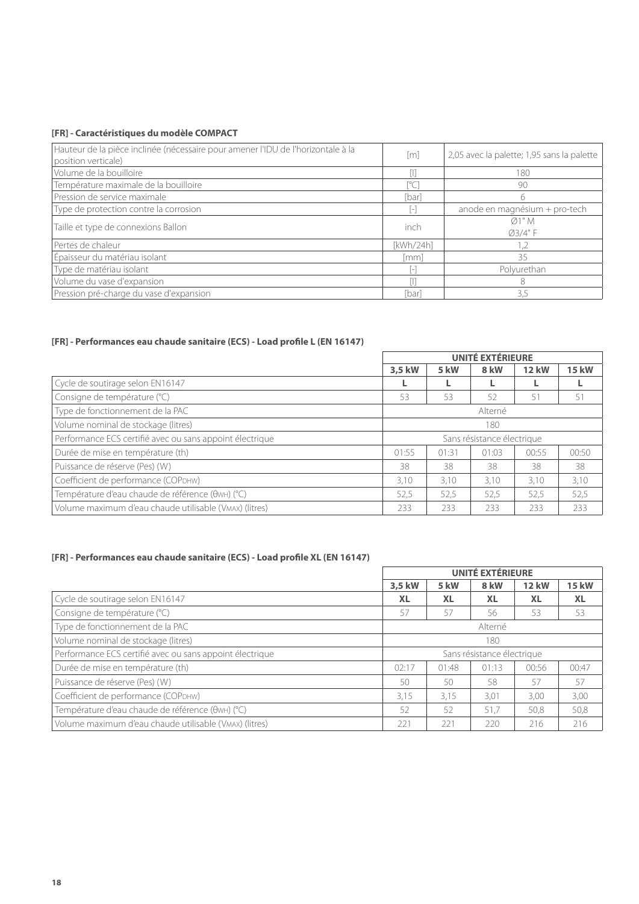**[FR] - Caractéristiques du modèle COMPACT**

| | | |
|---|---|---|
| Hauteur de la pièce inclinée (nécessaire pour amener l'IDU de l'horizontale à la position verticale) | [m] | 2,05 avec la palette; 1,95 sans la palette |
| Volume de la bouilloire | [l] | 180 |
| Température maximale de la bouilloire | [°C] | 90 |
| Pression de service maximale | [bar] | 6 |
| Type de protection contre la corrosion | [-] | anode en magnésium + pro-tech |
| Taille et type de connexions Ballon | inch | Ø1" M<br>Ø3/4" F |
| Pertes de chaleur | [kWh/24h] | 1,2 |
| Épaisseur du matériau isolant | [mm] | 35 |
| Type de matériau isolant | [-] | Polyurethan |
| Volume du vase d'expansion | [l] | 8 |
| Pression pré-charge du vase d'expansion | [bar] | 3,5 |

**[FR] - Performances eau chaude sanitaire (ECS) - Load profile L (EN 16147)**

| | UNITÉ EXTÉRIEURE | | | | |
|---|---|---|---|---|---|
| | **3,5 kW** | **5 kW** | **8 kW** | **12 kW** | **15 kW** |
| Cycle de soutirage selon EN16147 | **L** | **L** | **L** | **L** | **L** |
| Consigne de température (°C) | 53 | 53 | 52 | 51 | 51 |
| Type de fonctionnement de la PAC | Alterné | | | | |
| Volume nominal de stockage (litres) | 180 | | | | |
| Performance ECS certifié avec ou sans appoint électrique | Sans résistance électrique | | | | |
| Durée de mise en température (th) | 01:55 | 01:31 | 01:03 | 00:55 | 00:50 |
| Puissance de réserve (Pes) (W) | 38 | 38 | 38 | 38 | 38 |
| Coefficient de performance ($COP_{DHW}$) | 3,10 | 3,10 | 3,10 | 3,10 | 3,10 |
| Température d'eau chaude de référence ($\theta_{WH}$) (°C) | 52,5 | 52,5 | 52,5 | 52,5 | 52,5 |
| Volume maximum d'eau chaude utilisable ($V_{MAX}$) (litres) | 233 | 233 | 233 | 233 | 233 |

**[FR] - Performances eau chaude sanitaire (ECS) - Load profile XL (EN 16147)**

| | UNITÉ EXTÉRIEURE | | | | |
|---|---|---|---|---|---|
| | **3,5 kW** | **5 kW** | **8 kW** | **12 kW** | **15 kW** |
| Cycle de soutirage selon EN16147 | **XL** | **XL** | **XL** | **XL** | **XL** |
| Consigne de température (°C) | 57 | 57 | 56 | 53 | 53 |
| Type de fonctionnement de la PAC | Alterné | | | | |
| Volume nominal de stockage (litres) | 180 | | | | |
| Performance ECS certifié avec ou sans appoint électrique | Sans résistance électrique | | | | |
| Durée de mise en température (th) | 02:17 | 01:48 | 01:13 | 00:56 | 00:47 |
| Puissance de réserve (Pes) (W) | 50 | 50 | 58 | 57 | 57 |
| Coefficient de performance ($COP_{DHW}$) | 3,15 | 3,15 | 3,01 | 3,00 | 3,00 |
| Température d'eau chaude de référence ($\theta_{WH}$) (°C) | 52 | 52 | 51,7 | 50,8 | 50,8 |
| Volume maximum d'eau chaude utilisable ($V_{MAX}$) (litres) | 221 | 221 | 220 | 216 | 216 |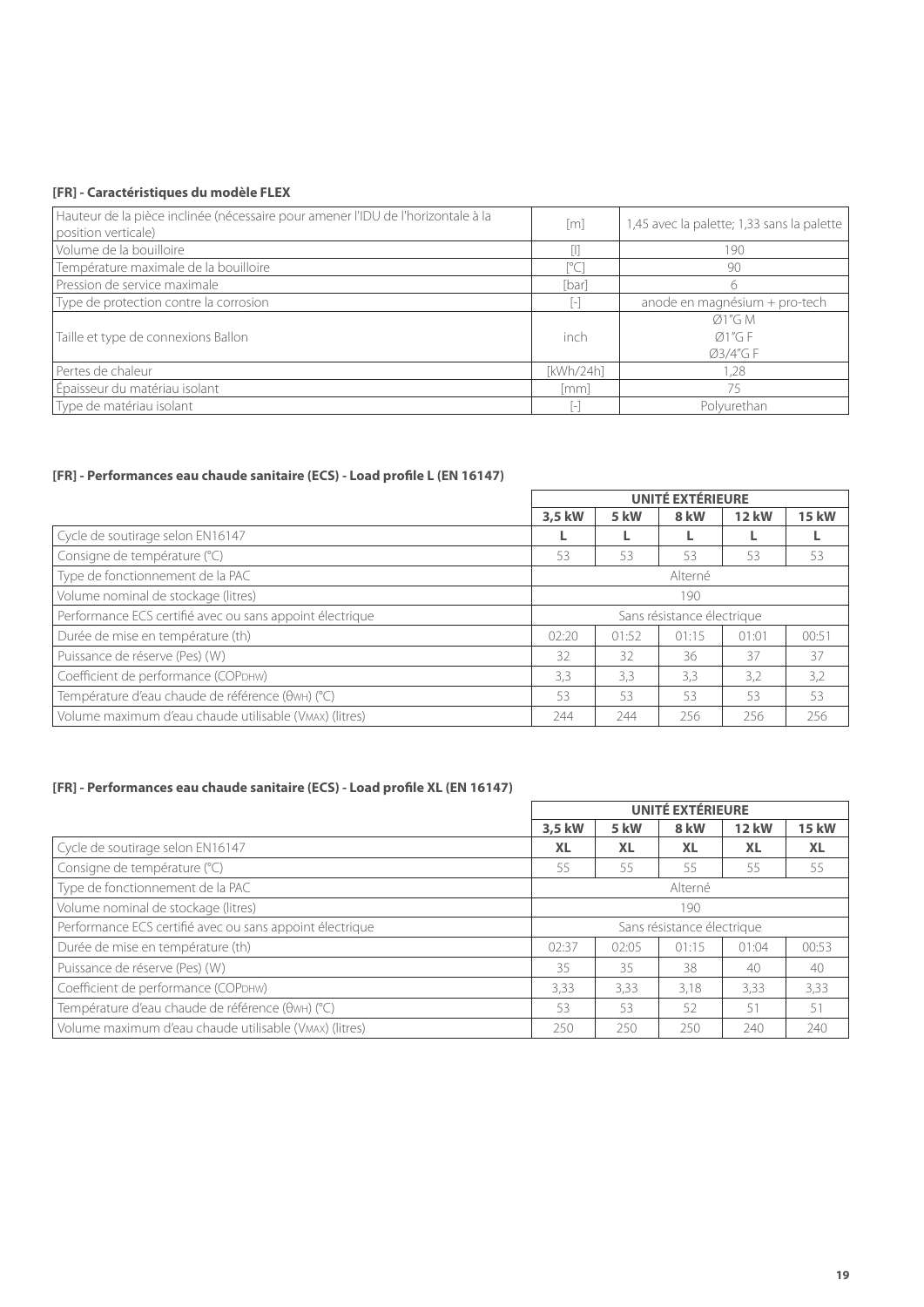**[FR] - Caractéristiques du modèle FLEX**

| | | |
|---|---|---|
| Hauteur de la pièce inclinée (nécessaire pour amener l'IDU de l'horizontale à la position verticale) | [m] | 1,45 avec la palette; 1,33 sans la palette |
| Volume de la bouilloire | [l] | 190 |
| Température maximale de la bouilloire | [°C] | 90 |
| Pression de service maximale | [bar] | 6 |
| Type de protection contre la corrosion | [-] | anode en magnésium + pro-tech |
| Taille et type de connexions Ballon | inch | Ø1"G M<br>Ø1"G F<br>Ø3/4"G F |
| Pertes de chaleur | [kWh/24h] | 1,28 |
| Épaisseur du matériau isolant | [mm] | 75 |
| Type de matériau isolant | [-] | Polyurethan |

**[FR] - Performances eau chaude sanitaire (ECS) - Load profile L (EN 16147)**

| | UNITÉ EXTÉRIEURE | | | | |
|---|---|---|---|---|---|
| | **3,5 kW** | **5 kW** | **8 kW** | **12 kW** | **15 kW** |
| Cycle de soutirage selon EN16147 | **L** | **L** | **L** | **L** | **L** |
| Consigne de température (°C) | 53 | 53 | 53 | 53 | 53 |
| Type de fonctionnement de la PAC | Alterné | | | | |
| Volume nominal de stockage (litres) | 190 | | | | |
| Performance ECS certifié avec ou sans appoint électrique | Sans résistance électrique | | | | |
| Durée de mise en température (th) | 02:20 | 01:52 | 01:15 | 01:01 | 00:51 |
| Puissance de réserve (Pes) (W) | 32 | 32 | 36 | 37 | 37 |
| Coefficient de performance ($COP_{DHW}$) | 3,3 | 3,3 | 3,3 | 3,2 | 3,2 |
| Température d'eau chaude de référence ($\theta_{WH}$) (°C) | 53 | 53 | 53 | 53 | 53 |
| Volume maximum d'eau chaude utilisable ($V_{MAX}$) (litres) | 244 | 244 | 256 | 256 | 256 |

**[FR] - Performances eau chaude sanitaire (ECS) - Load profile XL (EN 16147)**

| | UNITÉ EXTÉRIEURE | | | | |
|---|---|---|---|---|---|
| | **3,5 kW** | **5 kW** | **8 kW** | **12 kW** | **15 kW** |
| Cycle de soutirage selon EN16147 | **XL** | **XL** | **XL** | **XL** | **XL** |
| Consigne de température (°C) | 55 | 55 | 55 | 55 | 55 |
| Type de fonctionnement de la PAC | Alterné | | | | |
| Volume nominal de stockage (litres) | 190 | | | | |
| Performance ECS certifié avec ou sans appoint électrique | Sans résistance électrique | | | | |
| Durée de mise en température (th) | 02:37 | 02:05 | 01:15 | 01:04 | 00:53 |
| Puissance de réserve (Pes) (W) | 35 | 35 | 38 | 40 | 40 |
| Coefficient de performance ($COP_{DHW}$) | 3,33 | 3,33 | 3,18 | 3,33 | 3,33 |
| Température d'eau chaude de référence ($\theta_{WH}$) (°C) | 53 | 53 | 52 | 51 | 51 |
| Volume maximum d'eau chaude utilisable ($V_{MAX}$) (litres) | 250 | 250 | 250 | 240 | 240 |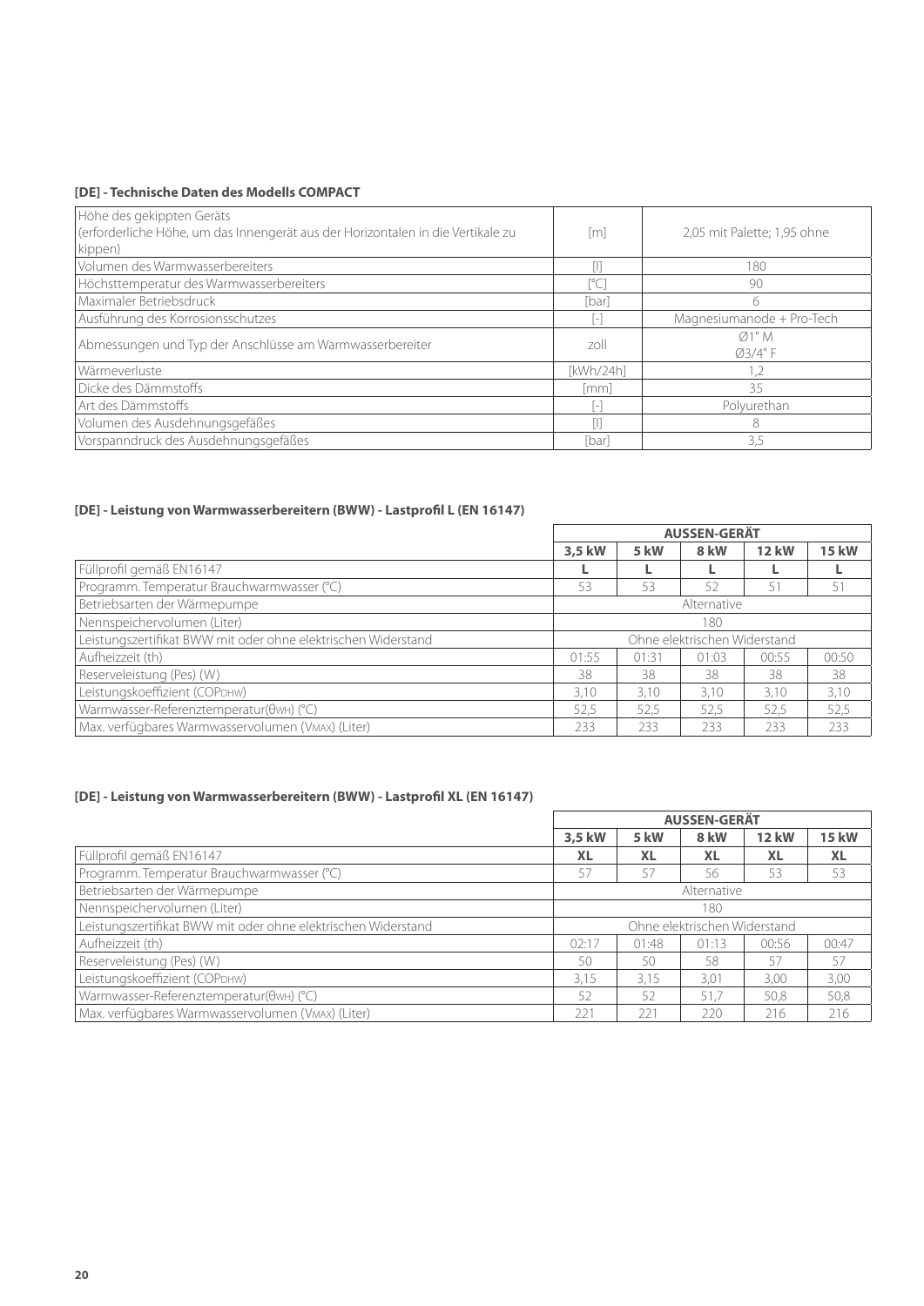**[DE] - Technische Daten des Modells COMPACT**

| | | |
|---|---|---|
| Höhe des gekippten Geräts<br>(erforderliche Höhe, um das Innengerät aus der Horizontalen in die Vertikale zu kippen) | [m] | 2,05 mit Palette; 1,95 ohne |
| Volumen des Warmwasserbereiters | [l] | 180 |
| Höchsttemperatur des Warmwasserbereiters | [°C] | 90 |
| Maximaler Betriebsdruck | [bar] | 6 |
| Ausführung des Korrosionsschutzes | [-] | Magnesiumanode + Pro-Tech |
| Abmessungen und Typ der Anschlüsse am Warmwasserbereiter | zoll | Ø1" M<br>Ø3/4" F |
| Wärmeverluste | [kWh/24h] | 1,2 |
| Dicke des Dämmstoffs | [mm] | 35 |
| Art des Dämmstoffs | [-] | Polyurethan |
| Volumen des Ausdehnungsgefäßes | [l] | 8 |
| Vorspanndruck des Ausdehnungsgefäßes | [bar] | 3,5 |

**[DE] - Leistung von Warmwasserbereitern (BWW) - Lastprofil L (EN 16147)**

| | AUSSEN-GERÄT | | | | |
|---|---|---|---|---|---|
| | **3,5 kW** | **5 kW** | **8 kW** | **12 kW** | **15 kW** |
| Füllprofil gemäß EN16147 | **L** | **L** | **L** | **L** | **L** |
| Programm. Temperatur Brauchwarmwasser (°C) | 53 | 53 | 52 | 51 | 51 |
| Betriebsarten der Wärmepumpe | Alternative | | | | |
| Nennspeichervolumen (Liter) | 180 | | | | |
| Leistungszertifikat BWW mit oder ohne elektrischen Widerstand | Ohne elektrischen Widerstand | | | | |
| Aufheizzeit (th) | 01:55 | 01:31 | 01:03 | 00:55 | 00:50 |
| Reserveleistung (Pes) (W) | 38 | 38 | 38 | 38 | 38 |
| Leistungskoeffizient ($COP_{DHW}$) | 3,10 | 3,10 | 3,10 | 3,10 | 3,10 |
| Warmwasser-Referenztemperatur($\theta_{WH}$) (°C) | 52,5 | 52,5 | 52,5 | 52,5 | 52,5 |
| Max. verfügbares Warmwasservolumen ($V_{MAX}$) (Liter) | 233 | 233 | 233 | 233 | 233 |

**[DE] - Leistung von Warmwasserbereitern (BWW) - Lastprofil XL (EN 16147)**

| | AUSSEN-GERÄT | | | | |
|---|---|---|---|---|---|
| | **3,5 kW** | **5 kW** | **8 kW** | **12 kW** | **15 kW** |
| Füllprofil gemäß EN16147 | **XL** | **XL** | **XL** | **XL** | **XL** |
| Programm. Temperatur Brauchwarmwasser (°C) | 57 | 57 | 56 | 53 | 53 |
| Betriebsarten der Wärmepumpe | Alternative | | | | |
| Nennspeichervolumen (Liter) | 180 | | | | |
| Leistungszertifikat BWW mit oder ohne elektrischen Widerstand | Ohne elektrischen Widerstand | | | | |
| Aufheizzeit (th) | 02:17 | 01:48 | 01:13 | 00:56 | 00:47 |
| Reserveleistung (Pes) (W) | 50 | 50 | 58 | 57 | 57 |
| Leistungskoeffizient ($COP_{DHW}$) | 3,15 | 3,15 | 3,01 | 3,00 | 3,00 |
| Warmwasser-Referenztemperatur($\theta_{WH}$) (°C) | 52 | 52 | 51,7 | 50,8 | 50,8 |
| Max. verfügbares Warmwasservolumen ($V_{MAX}$) (Liter) | 221 | 221 | 220 | 216 | 216 |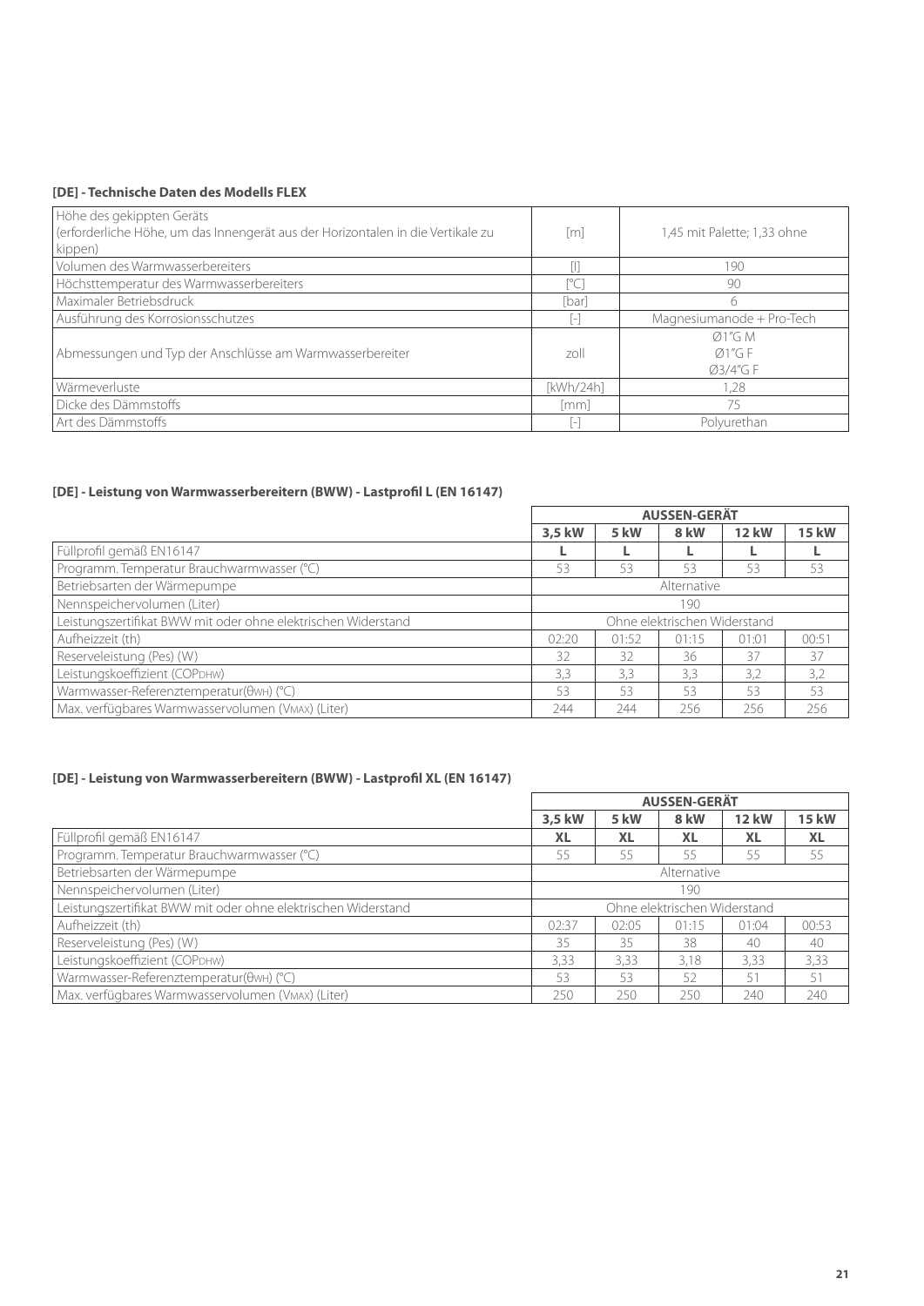**[DE] - Technische Daten des Modells FLEX**

| | | |
|---|---|---|
| Höhe des gekippten Geräts (erforderliche Höhe, um das Innengerät aus der Horizontalen in die Vertikale zu kippen) | [m] | 1,45 mit Palette; 1,33 ohne |
| Volumen des Warmwasserbereiters | [l] | 190 |
| Höchsttemperatur des Warmwasserbereiters | [°C] | 90 |
| Maximaler Betriebsdruck | [bar] | 6 |
| Ausführung des Korrosionsschutzes | [-] | Magnesiumanode + Pro-Tech |
| Abmessungen und Typ der Anschlüsse am Warmwasserbereiter | zoll | Ø1"G M<br>Ø1"G F<br>Ø3/4"G F |
| Wärmeverluste | [kWh/24h] | 1,28 |
| Dicke des Dämmstoffs | [mm] | 75 |
| Art des Dämmstoffs | [-] | Polyurethan |

**[DE] - Leistung von Warmwasserbereitern (BWW) - Lastprofil L (EN 16147)**

| | AUSSEN-GERÄT | | | | |
|---|---|---|---|---|---|
| | **3,5 kW** | **5 kW** | **8 kW** | **12 kW** | **15 kW** |
| Füllprofil gemäß EN16147 | **L** | **L** | **L** | **L** | **L** |
| Programm. Temperatur Brauchwarmwasser (°C) | 53 | 53 | 53 | 53 | 53 |
| Betriebsarten der Wärmepumpe | Alternative | | | | |
| Nennspeichervolumen (Liter) | 190 | | | | |
| Leistungszertifikat BWW mit oder ohne elektrischen Widerstand | Ohne elektrischen Widerstand | | | | |
| Aufheizzeit (th) | 02:20 | 01:52 | 01:15 | 01:01 | 00:51 |
| Reserveleistung (Pes) (W) | 32 | 32 | 36 | 37 | 37 |
| Leistungskoeffizient ($COP_{DHW}$) | 3,3 | 3,3 | 3,3 | 3,2 | 3,2 |
| Warmwasser-Referenztemperatur($\theta_{WH}$) (°C) | 53 | 53 | 53 | 53 | 53 |
| Max. verfügbares Warmwasservolumen ($V_{MAX}$) (Liter) | 244 | 244 | 256 | 256 | 256 |

**[DE] - Leistung von Warmwasserbereitern (BWW) - Lastprofil XL (EN 16147)**

| | AUSSEN-GERÄT | | | | |
|---|---|---|---|---|---|
| | **3,5 kW** | **5 kW** | **8 kW** | **12 kW** | **15 kW** |
| Füllprofil gemäß EN16147 | **XL** | **XL** | **XL** | **XL** | **XL** |
| Programm. Temperatur Brauchwarmwasser (°C) | 55 | 55 | 55 | 55 | 55 |
| Betriebsarten der Wärmepumpe | Alternative | | | | |
| Nennspeichervolumen (Liter) | 190 | | | | |
| Leistungszertifikat BWW mit oder ohne elektrischen Widerstand | Ohne elektrischen Widerstand | | | | |
| Aufheizzeit (th) | 02:37 | 02:05 | 01:15 | 01:04 | 00:53 |
| Reserveleistung (Pes) (W) | 35 | 35 | 38 | 40 | 40 |
| Leistungskoeffizient ($COP_{DHW}$) | 3,33 | 3,33 | 3,18 | 3,33 | 3,33 |
| Warmwasser-Referenztemperatur($\theta_{WH}$) (°C) | 53 | 53 | 52 | 51 | 51 |
| Max. verfügbares Warmwasservolumen ($V_{MAX}$) (Liter) | 250 | 250 | 250 | 240 | 240 |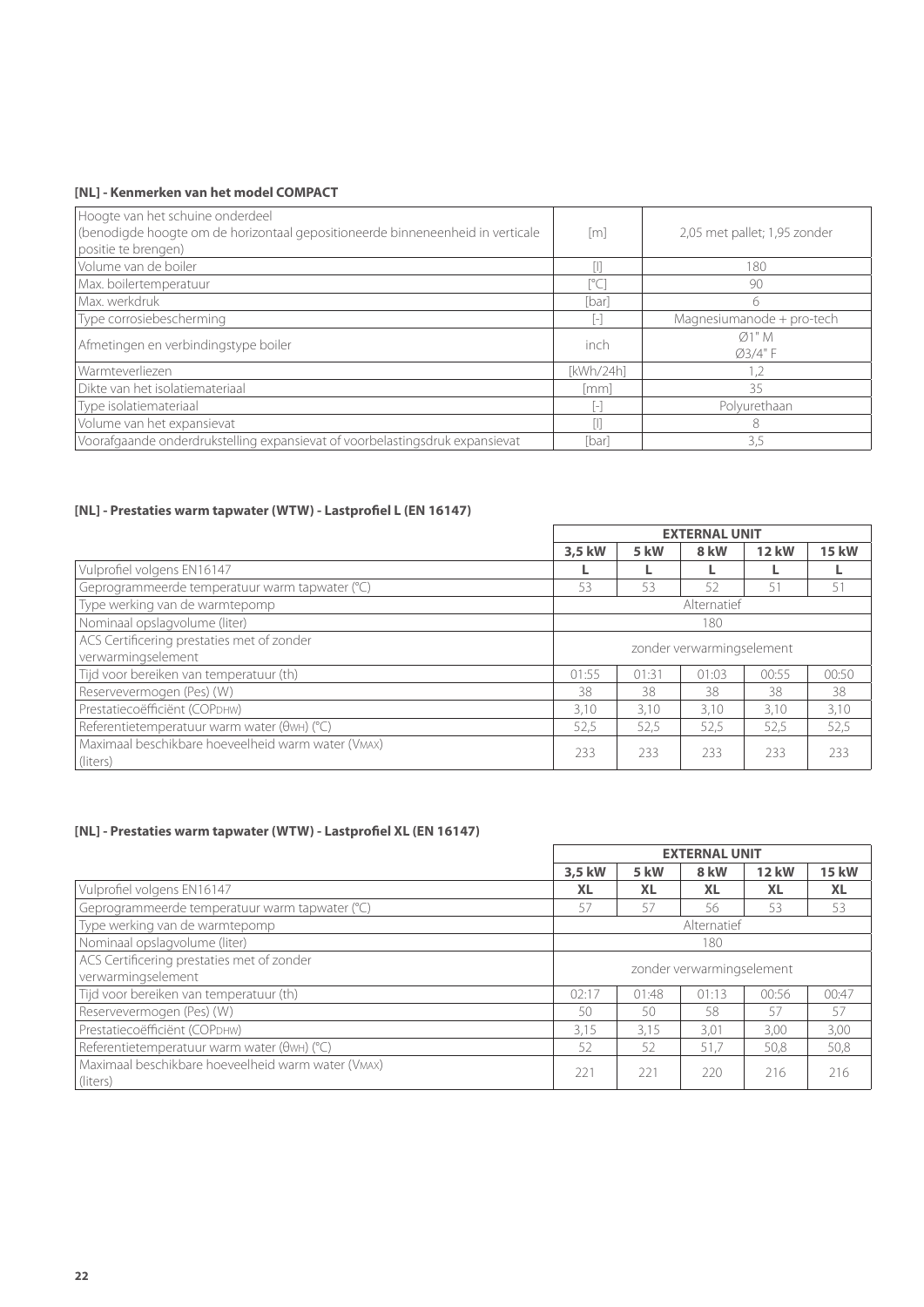**[NL] - Kenmerken van het model COMPACT**

| | | |
|---|---|---|
| Hoogte van het schuine onderdeel (benodigde hoogte om de horizontaal gepositioneerde binneneenheid in verticale positie te brengen) | [m] | 2,05 met pallet; 1,95 zonder |
| Volume van de boiler | [l] | 180 |
| Max. boilertemperatuur | [°C] | 90 |
| Max. werkdruk | [bar] | 6 |
| Type corrosiebescherming | [-] | Magnesiumanode + pro-tech |
| Afmetingen en verbindingstype boiler | inch | Ø1" M<br>Ø3/4" F |
| Warmteverliezen | [kWh/24h] | 1,2 |
| Dikte van het isolatiemateriaal | [mm] | 35 |
| Type isolatiemateriaal | [-] | Polyurethaan |
| Volume van het expansievat | [l] | 8 |
| Voorafgaande onderdrukstelling expansievat of voorbelastingsdruk expansievat | [bar] | 3,5 |

**[NL] - Prestaties warm tapwater (WTW) - Lastprofiel L (EN 16147)**

| | EXTERNAL UNIT | | | | |
|---|---|---|---|---|---|
| | **3,5 kW** | **5 kW** | **8 kW** | **12 kW** | **15 kW** |
| Vulprofiel volgens EN16147 | **L** | **L** | **L** | **L** | **L** |
| Geprogrammeerde temperatuur warm tapwater (°C) | 53 | 53 | 52 | 51 | 51 |
| Type werking van de warmtepomp | Alternatief | | | | |
| Nominaal opslagvolume (liter) | 180 | | | | |
| ACS Certificering prestaties met of zonder verwarmingselement | zonder verwarmingselement | | | | |
| Tijd voor bereiken van temperatuur (th) | 01:55 | 01:31 | 01:03 | 00:55 | 00:50 |
| Reservevermogen (Pes) (W) | 38 | 38 | 38 | 38 | 38 |
| Prestatiecoëfficiënt ($COP_{DHW}$) | 3,10 | 3,10 | 3,10 | 3,10 | 3,10 |
| Referentietemperatuur warm water ($\theta_{WH}$) (°C) | 52,5 | 52,5 | 52,5 | 52,5 | 52,5 |
| Maximaal beschikbare hoeveelheid warm water ($V_{MAX}$) (liters) | 233 | 233 | 233 | 233 | 233 |

**[NL] - Prestaties warm tapwater (WTW) - Lastprofiel XL (EN 16147)**

| | EXTERNAL UNIT | | | | |
|---|---|---|---|---|---|
| | **3,5 kW** | **5 kW** | **8 kW** | **12 kW** | **15 kW** |
| Vulprofiel volgens EN16147 | **XL** | **XL** | **XL** | **XL** | **XL** |
| Geprogrammeerde temperatuur warm tapwater (°C) | 57 | 57 | 56 | 53 | 53 |
| Type werking van de warmtepomp | Alternatief | | | | |
| Nominaal opslagvolume (liter) | 180 | | | | |
| ACS Certificering prestaties met of zonder verwarmingselement | zonder verwarmingselement | | | | |
| Tijd voor bereiken van temperatuur (th) | 02:17 | 01:48 | 01:13 | 00:56 | 00:47 |
| Reservevermogen (Pes) (W) | 50 | 50 | 58 | 57 | 57 |
| Prestatiecoëfficiënt ($COP_{DHW}$) | 3,15 | 3,15 | 3,01 | 3,00 | 3,00 |
| Referentietemperatuur warm water ($\theta_{WH}$) (°C) | 52 | 52 | 51,7 | 50,8 | 50,8 |
| Maximaal beschikbare hoeveelheid warm water ($V_{MAX}$) (liters) | 221 | 221 | 220 | 216 | 216 |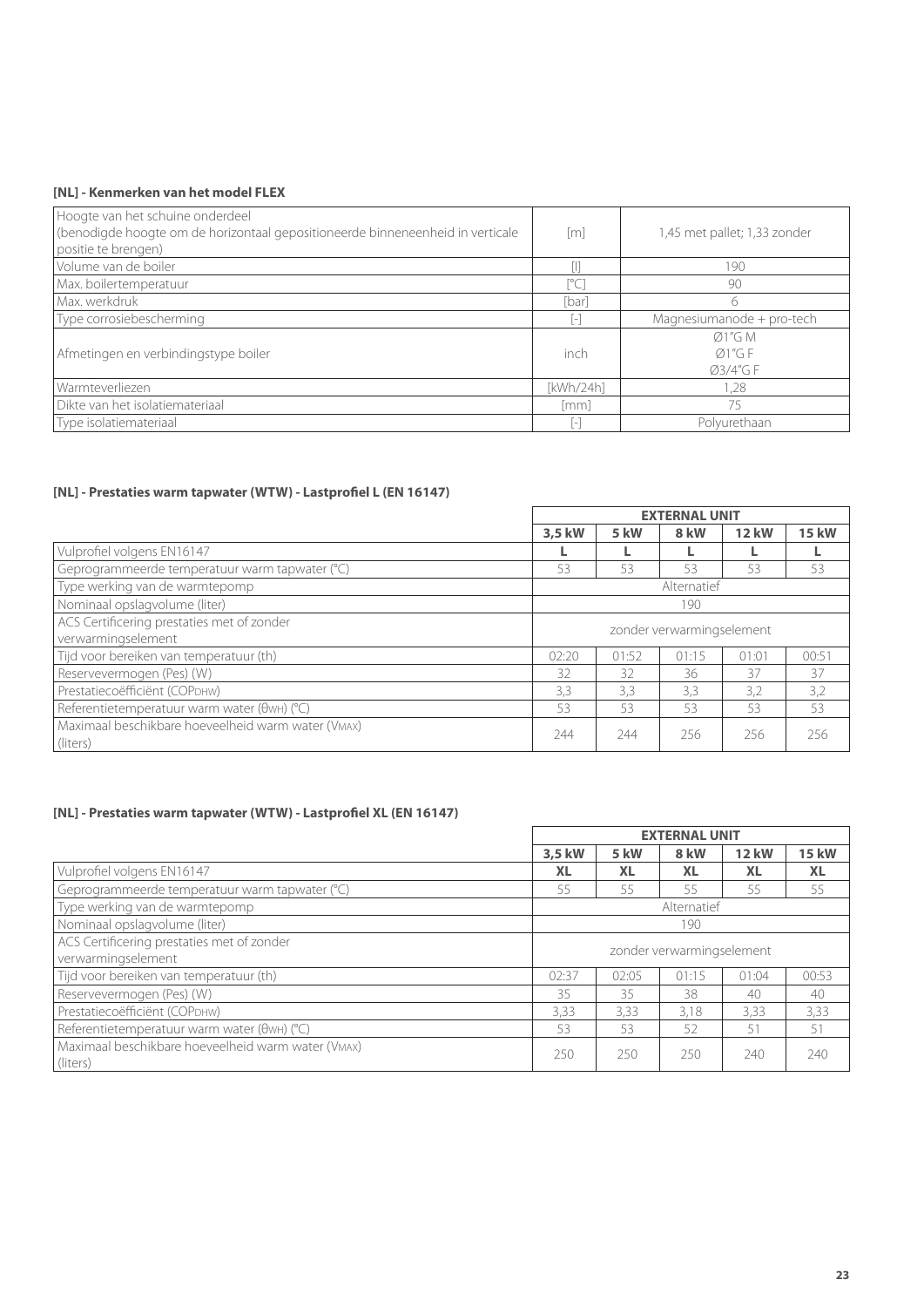### [NL] - Kenmerken van het model FLEX

| | | |
|---|---|---|
| Hoogte van het schuine onderdeel (benodigde hoogte om de horizontaal gepositioneerde binneneenheid in verticale positie te brengen) | [m] | 1,45 met pallet; 1,33 zonder |
| Volume van de boiler | [l] | 190 |
| Max. boilertemperatuur | [°C] | 90 |
| Max. werkdruk | [bar] | 6 |
| Type corrosiebescherming | [-] | Magnesiumanode + pro-tech |
| Afmetingen en verbindingstype boiler | inch | Ø1"G M<br>Ø1"G F<br>Ø3/4"G F |
| Warmteverliezen | [kWh/24h] | 1,28 |
| Dikte van het isolatiemateriaal | [mm] | 75 |
| Type isolatiemateriaal | [-] | Polyurethaan |

### [NL] - Prestaties warm tapwater (WTW) - Lastprofiel L (EN 16147)

| | **EXTERNAL UNIT** | | | | |
|---|---|---|---|---|---|
| | **3,5 kW** | **5 kW** | **8 kW** | **12 kW** | **15 kW** |
| Vulprofiel volgens EN16147 | **L** | **L** | **L** | **L** | **L** |
| Geprogrammeerde temperatuur warm tapwater (°C) | 53 | 53 | 53 | 53 | 53 |
| Type werking van de warmtepomp | Alternatief | | | | |
| Nominaal opslagvolume (liter) | 190 | | | | |
| ACS Certificering prestaties met of zonder verwarmingselement | zonder verwarmingselement | | | | |
| Tijd voor bereiken van temperatuur (th) | 02:20 | 01:52 | 01:15 | 01:01 | 00:51 |
| Reservevermogen (Pes) (W) | 32 | 32 | 36 | 37 | 37 |
| Prestatiecoëfficiënt ($COP_{DHW}$) | 3,3 | 3,3 | 3,3 | 3,2 | 3,2 |
| Referentietemperatuur warm water ($\theta_{WH}$) (°C) | 53 | 53 | 53 | 53 | 53 |
| Maximaal beschikbare hoeveelheid warm water ($V_{MAX}$) (liters) | 244 | 244 | 256 | 256 | 256 |

### [NL] - Prestaties warm tapwater (WTW) - Lastprofiel XL (EN 16147)

| | **EXTERNAL UNIT** | | | | |
|---|---|---|---|---|---|
| | **3,5 kW** | **5 kW** | **8 kW** | **12 kW** | **15 kW** |
| Vulprofiel volgens EN16147 | **XL** | **XL** | **XL** | **XL** | **XL** |
| Geprogrammeerde temperatuur warm tapwater (°C) | 55 | 55 | 55 | 55 | 55 |
| Type werking van de warmtepomp | Alternatief | | | | |
| Nominaal opslagvolume (liter) | 190 | | | | |
| ACS Certificering prestaties met of zonder verwarmingselement | zonder verwarmingselement | | | | |
| Tijd voor bereiken van temperatuur (th) | 02:37 | 02:05 | 01:15 | 01:04 | 00:53 |
| Reservevermogen (Pes) (W) | 35 | 35 | 38 | 40 | 40 |
| Prestatiecoëfficiënt ($COP_{DHW}$) | 3,33 | 3,33 | 3,18 | 3,33 | 3,33 |
| Referentietemperatuur warm water ($\theta_{WH}$) (°C) | 53 | 53 | 52 | 51 | 51 |
| Maximaal beschikbare hoeveelheid warm water ($V_{MAX}$) (liters) | 250 | 250 | 250 | 240 | 240 |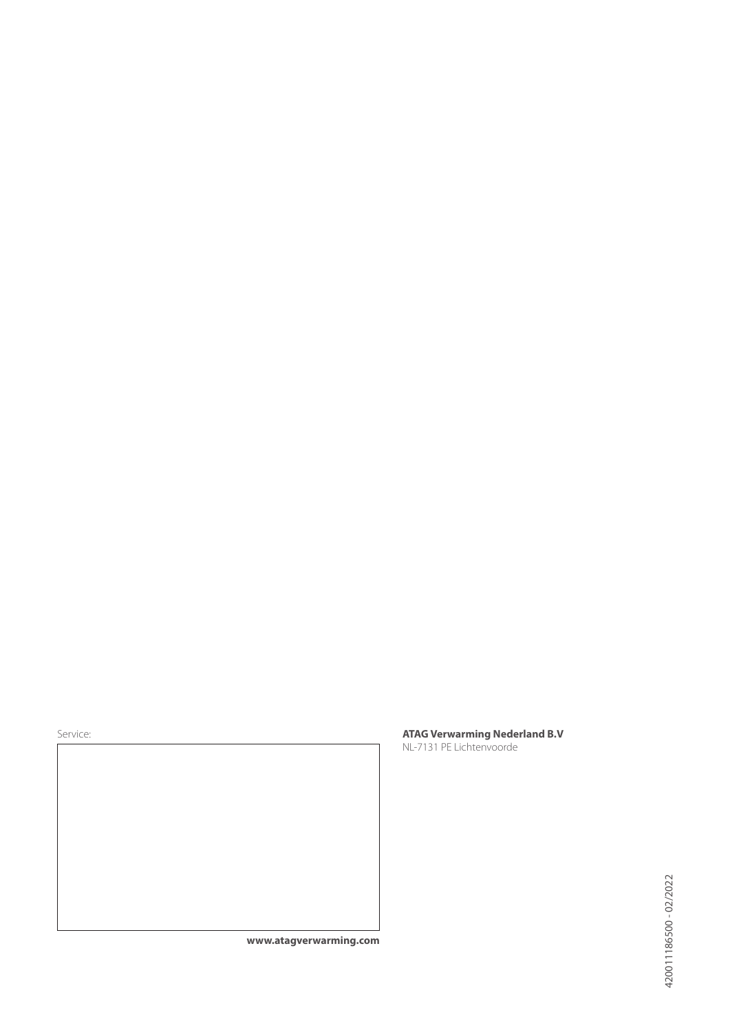Service:

www.atagverwarming.com

**ATAG Verwarming Nederland B.V**
NL-7131 PE Lichtenvoorde

420011186500 - 02/2022